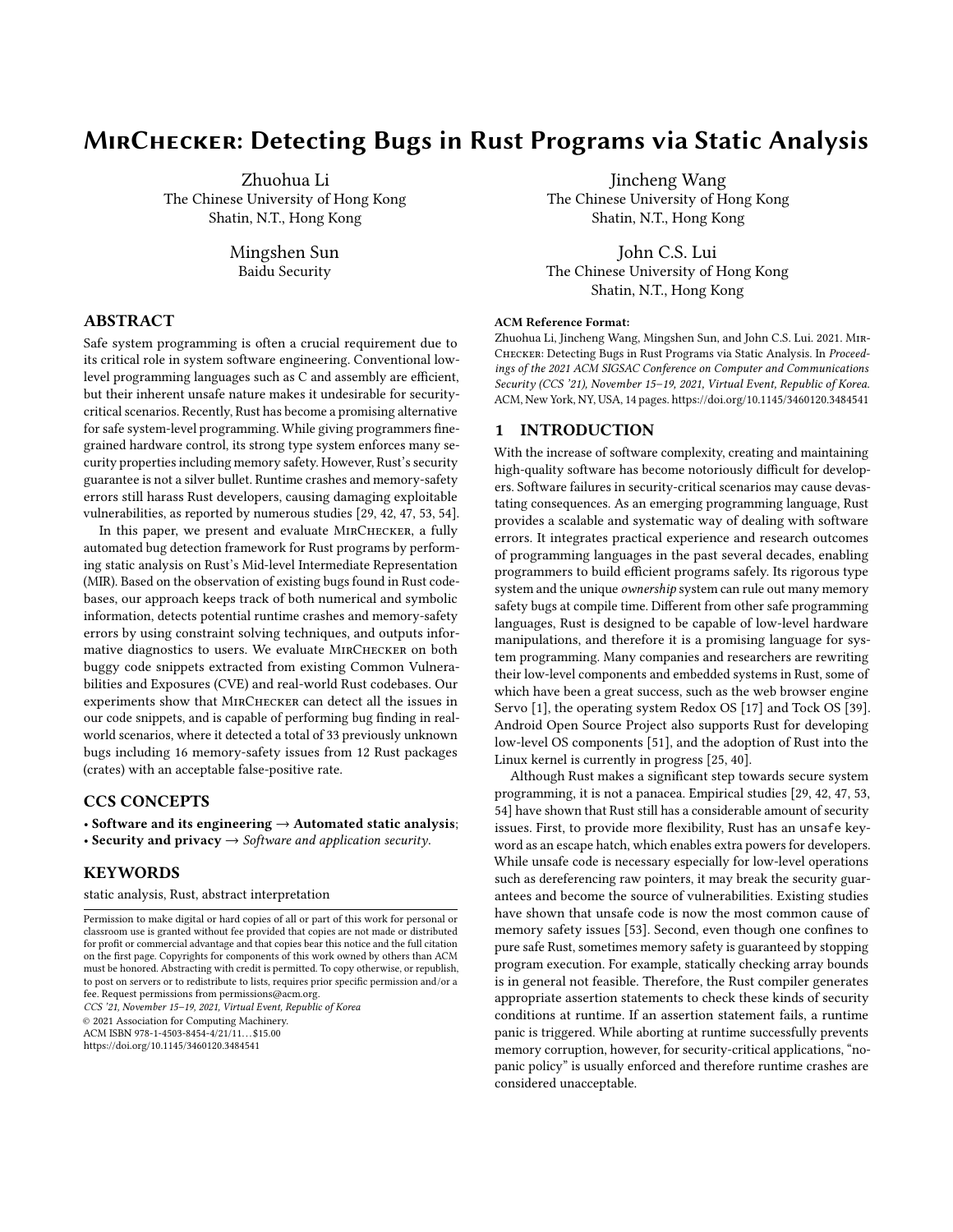# MirChecker: Detecting Bugs in Rust Programs via Static Analysis

Zhuohua Li
The Chinese University of Hong Kong
Shatin, N.T., Hong Kong

Jincheng Wang
The Chinese University of Hong Kong
Shatin, N.T., Hong Kong

Mingshen Sun
Baidu Security

John C.S. Lui
The Chinese University of Hong Kong
Shatin, N.T., Hong Kong

## ABSTRACT

Safe system programming is often a crucial requirement due to its critical role in system software engineering. Conventional low-level programming languages such as C and assembly are efficient, but their inherent unsafe nature makes it undesirable for security-critical scenarios. Recently, Rust has become a promising alternative for safe system-level programming. While giving programmers fine-grained hardware control, its strong type system enforces many security properties including memory safety. However, Rust's security guarantee is not a silver bullet. Runtime crashes and memory-safety errors still harass Rust developers, causing damaging exploitable vulnerabilities, as reported by numerous studies [29, 42, 47, 53, 54].

In this paper, we present and evaluate MirChecker, a fully automated bug detection framework for Rust programs by performing static analysis on Rust's Mid-level Intermediate Representation (MIR). Based on the observation of existing bugs found in Rust codebases, our approach keeps track of both numerical and symbolic information, detects potential runtime crashes and memory-safety errors by using constraint solving techniques, and outputs informative diagnostics to users. We evaluate MirChecker on both buggy code snippets extracted from existing Common Vulnerabilities and Exposures (CVE) and real-world Rust codebases. Our experiments show that MirChecker can detect all the issues in our code snippets, and is capable of performing bug finding in real-world scenarios, where it detected a total of 33 previously unknown bugs including 16 memory-safety issues from 12 Rust packages (crates) with an acceptable false-positive rate.

## CCS CONCEPTS

- **Software and its engineering** → **Automated static analysis**;
- **Security and privacy** → *Software and application security*.

## KEYWORDS

static analysis, Rust, abstract interpretation

Permission to make digital or hard copies of all or part of this work for personal or classroom use is granted without fee provided that copies are not made or distributed for profit or commercial advantage and that copies bear this notice and the full citation on the first page. Copyrights for components of this work owned by others than ACM must be honored. Abstracting with credit is permitted. To copy otherwise, or republish, to post on servers or to redistribute to lists, requires prior specific permission and/or a fee. Request permissions from permissions@acm.org.
*CCS '21, November 15–19, 2021, Virtual Event, Republic of Korea*
© 2021 Association for Computing Machinery.
ACM ISBN 978-1-4503-8454-4/21/11...$15.00
https://doi.org/10.1145/3460120.3484541

**ACM Reference Format:**
Zhuohua Li, Jincheng Wang, Mingshen Sun, and John C.S. Lui. 2021. MirChecker: Detecting Bugs in Rust Programs via Static Analysis. In *Proceedings of the 2021 ACM SIGSAC Conference on Computer and Communications Security (CCS '21), November 15–19, 2021, Virtual Event, Republic of Korea.* ACM, New York, NY, USA, 14 pages. https://doi.org/10.1145/3460120.3484541

## 1 INTRODUCTION

With the increase of software complexity, creating and maintaining high-quality software has become notoriously difficult for developers. Software failures in security-critical scenarios may cause devastating consequences. As an emerging programming language, Rust provides a scalable and systematic way of dealing with software errors. It integrates practical experience and research outcomes of programming languages in the past several decades, enabling programmers to build efficient programs safely. Its rigorous type system and the unique *ownership* system can rule out many memory safety bugs at compile time. Different from other safe programming languages, Rust is designed to be capable of low-level hardware manipulations, and therefore it is a promising language for system programming. Many companies and researchers are rewriting their low-level components and embedded systems in Rust, some of which have been a great success, such as the web browser engine Servo [1], the operating system Redox OS [17] and Tock OS [39]. Android Open Source Project also supports Rust for developing low-level OS components [51], and the adoption of Rust into the Linux kernel is currently in progress [25, 40].

Although Rust makes a significant step towards secure system programming, it is not a panacea. Empirical studies [29, 42, 47, 53, 54] have shown that Rust still has a considerable amount of security issues. First, to provide more flexibility, Rust has an `unsafe` keyword as an escape hatch, which enables extra powers for developers. While unsafe code is necessary especially for low-level operations such as dereferencing raw pointers, it may break the security guarantees and become the source of vulnerabilities. Existing studies have shown that unsafe code is now the most common cause of memory safety issues [53]. Second, even though one confines to pure safe Rust, sometimes memory safety is guaranteed by stopping program execution. For example, statically checking array bounds is in general not feasible. Therefore, the Rust compiler generates appropriate assertion statements to check these kinds of security conditions at runtime. If an assertion statement fails, a runtime panic is triggered. While aborting at runtime successfully prevents memory corruption, however, for security-critical applications, "no-panic policy" is usually enforced and therefore runtime crashes are considered unacceptable.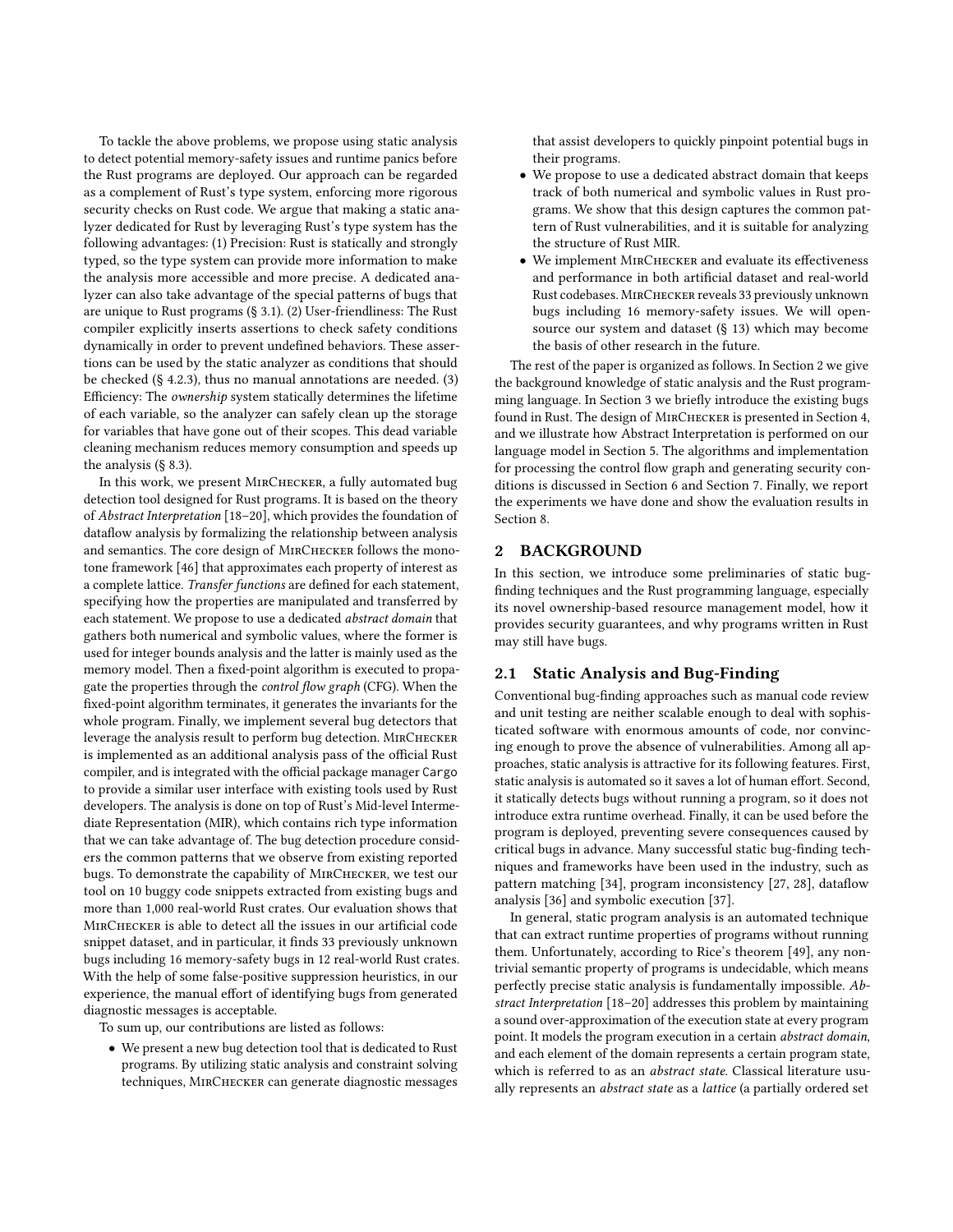To tackle the above problems, we propose using static analysis to detect potential memory-safety issues and runtime panics before the Rust programs are deployed. Our approach can be regarded as a complement of Rust's type system, enforcing more rigorous security checks on Rust code. We argue that making a static analyzer dedicated for Rust by leveraging Rust's type system has the following advantages: (1) Precision: Rust is statically and strongly typed, so the type system can provide more information to make the analysis more accessible and more precise. A dedicated analyzer can also take advantage of the special patterns of bugs that are unique to Rust programs (§ 3.1). (2) User-friendliness: The Rust compiler explicitly inserts assertions to check safety conditions dynamically in order to prevent undefined behaviors. These assertions can be used by the static analyzer as conditions that should be checked (§ 4.2.3), thus no manual annotations are needed. (3) Efficiency: The *ownership* system statically determines the lifetime of each variable, so the analyzer can safely clean up the storage for variables that have gone out of their scopes. This dead variable cleaning mechanism reduces memory consumption and speeds up the analysis (§ 8.3).

In this work, we present MirChecker, a fully automated bug detection tool designed for Rust programs. It is based on the theory of *Abstract Interpretation* [18–20], which provides the foundation of dataflow analysis by formalizing the relationship between analysis and semantics. The core design of MirChecker follows the monotone framework [46] that approximates each property of interest as a complete lattice. *Transfer functions* are defined for each statement, specifying how the properties are manipulated and transferred by each statement. We propose to use a dedicated *abstract domain* that gathers both numerical and symbolic values, where the former is used for integer bounds analysis and the latter is mainly used as the memory model. Then a fixed-point algorithm is executed to propagate the properties through the *control flow graph* (CFG). When the fixed-point algorithm terminates, it generates the invariants for the whole program. Finally, we implement several bug detectors that leverage the analysis result to perform bug detection. MirChecker is implemented as an additional analysis pass of the official Rust compiler, and is integrated with the official package manager `Cargo` to provide a similar user interface with existing tools used by Rust developers. The analysis is done on top of Rust's Mid-level Intermediate Representation (MIR), which contains rich type information that we can take advantage of. The bug detection procedure considers the common patterns that we observe from existing reported bugs. To demonstrate the capability of MirChecker, we test our tool on 10 buggy code snippets extracted from existing bugs and more than 1,000 real-world Rust crates. Our evaluation shows that MirChecker is able to detect all the issues in our artificial code snippet dataset, and in particular, it finds 33 previously unknown bugs including 16 memory-safety bugs in 12 real-world Rust crates. With the help of some false-positive suppression heuristics, in our experience, the manual effort of identifying bugs from generated diagnostic messages is acceptable.

To sum up, our contributions are listed as follows:

- We present a new bug detection tool that is dedicated to Rust programs. By utilizing static analysis and constraint solving techniques, MirChecker can generate diagnostic messages that assist developers to quickly pinpoint potential bugs in their programs.
- We propose to use a dedicated abstract domain that keeps track of both numerical and symbolic values in Rust programs. We show that this design captures the common pattern of Rust vulnerabilities, and it is suitable for analyzing the structure of Rust MIR.
- We implement MirChecker and evaluate its effectiveness and performance in both artificial dataset and real-world Rust codebases. MirChecker reveals 33 previously unknown bugs including 16 memory-safety issues. We will open-source our system and dataset (§ 13) which may become the basis of other research in the future.

The rest of the paper is organized as follows. In Section 2 we give the background knowledge of static analysis and the Rust programming language. In Section 3 we briefly introduce the existing bugs found in Rust. The design of MirChecker is presented in Section 4, and we illustrate how Abstract Interpretation is performed on our language model in Section 5. The algorithms and implementation for processing the control flow graph and generating security conditions is discussed in Section 6 and Section 7. Finally, we report the experiments we have done and show the evaluation results in Section 8.

## 2 BACKGROUND

In this section, we introduce some preliminaries of static bug-finding techniques and the Rust programming language, especially its novel ownership-based resource management model, how it provides security guarantees, and why programs written in Rust may still have bugs.

### 2.1 Static Analysis and Bug-Finding

Conventional bug-finding approaches such as manual code review and unit testing are neither scalable enough to deal with sophisticated software with enormous amounts of code, nor convincing enough to prove the absence of vulnerabilities. Among all approaches, static analysis is attractive for its following features. First, static analysis is automated so it saves a lot of human effort. Second, it statically detects bugs without running a program, so it does not introduce extra runtime overhead. Finally, it can be used before the program is deployed, preventing severe consequences caused by critical bugs in advance. Many successful static bug-finding techniques and frameworks have been used in the industry, such as pattern matching [34], program inconsistency [27, 28], dataflow analysis [36] and symbolic execution [37].

In general, static program analysis is an automated technique that can extract runtime properties of programs without running them. Unfortunately, according to Rice's theorem [49], any nontrivial semantic property of programs is undecidable, which means perfectly precise static analysis is fundamentally impossible. *Abstract Interpretation* [18–20] addresses this problem by maintaining a sound over-approximation of the execution state at every program point. It models the program execution in a certain *abstract domain*, and each element of the domain represents a certain program state, which is referred to as an *abstract state*. Classical literature usually represents an *abstract state* as a *lattice* (a partially ordered set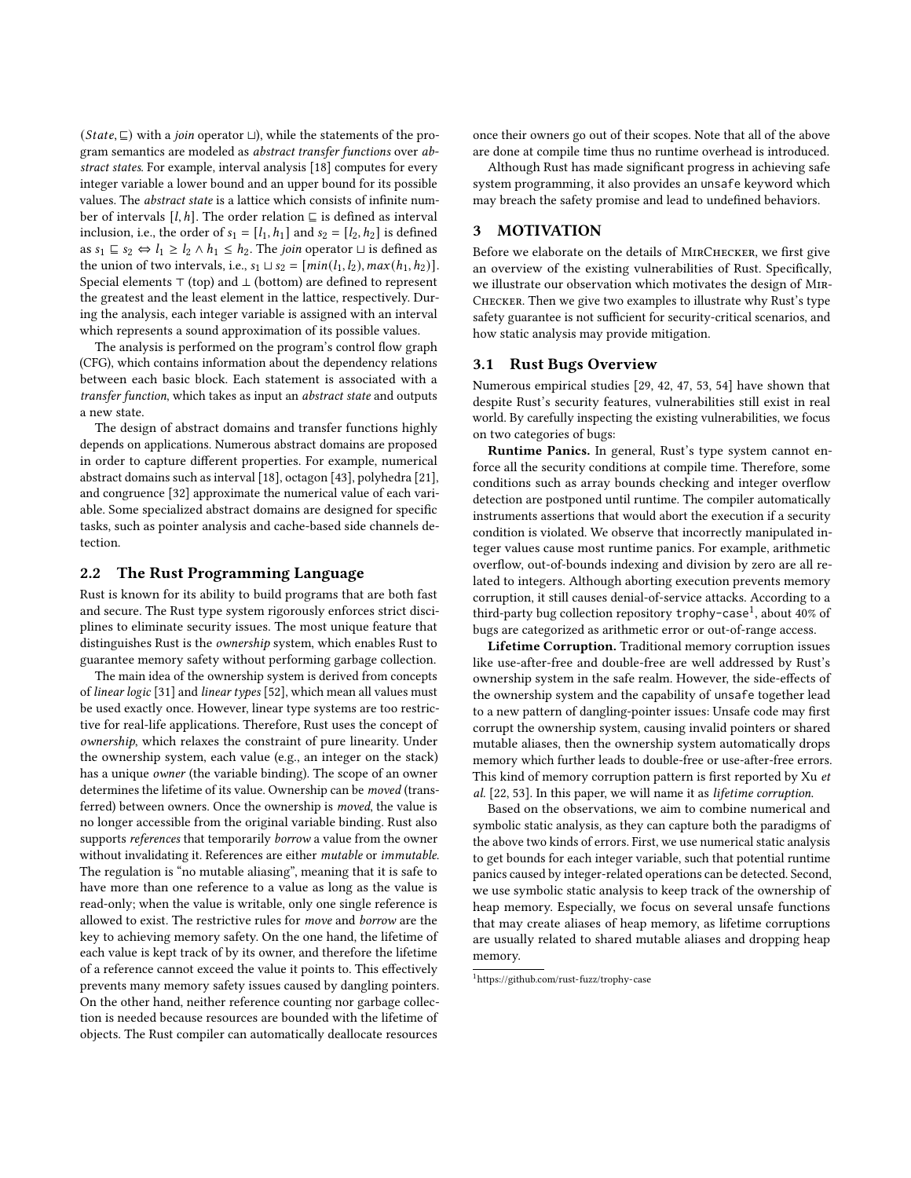($State$, $\sqsubseteq$) with a *join* operator $\sqcup$), while the statements of the program semantics are modeled as *abstract transfer functions* over *abstract states*. For example, interval analysis [18] computes for every integer variable a lower bound and an upper bound for its possible values. The *abstract state* is a lattice which consists of infinite number of intervals $[l, h]$. The order relation $\sqsubseteq$ is defined as interval inclusion, i.e., the order of $s_1 = [l_1, h_1]$ and $s_2 = [l_2, h_2]$ is defined as $s_1 \sqsubseteq s_2 \Leftrightarrow l_1 \geq l_2 \wedge h_1 \leq h_2$. The *join* operator $\sqcup$ is defined as the union of two intervals, i.e., $s_1 \sqcup s_2 = [min(l_1, l_2), max(h_1, h_2)]$. Special elements $\top$ (top) and $\bot$ (bottom) are defined to represent the greatest and the least element in the lattice, respectively. During the analysis, each integer variable is assigned with an interval which represents a sound approximation of its possible values.

The analysis is performed on the program's control flow graph (CFG), which contains information about the dependency relations between each basic block. Each statement is associated with a *transfer function*, which takes as input an *abstract state* and outputs a new state.

The design of abstract domains and transfer functions highly depends on applications. Numerous abstract domains are proposed in order to capture different properties. For example, numerical abstract domains such as interval [18], octagon [43], polyhedra [21], and congruence [32] approximate the numerical value of each variable. Some specialized abstract domains are designed for specific tasks, such as pointer analysis and cache-based side channels detection.

## 2.2 The Rust Programming Language

Rust is known for its ability to build programs that are both fast and secure. The Rust type system rigorously enforces strict disciplines to eliminate security issues. The most unique feature that distinguishes Rust is the *ownership* system, which enables Rust to guarantee memory safety without performing garbage collection.

The main idea of the ownership system is derived from concepts of *linear logic* [31] and *linear types* [52], which mean all values must be used exactly once. However, linear type systems are too restrictive for real-life applications. Therefore, Rust uses the concept of *ownership*, which relaxes the constraint of pure linearity. Under the ownership system, each value (e.g., an integer on the stack) has a unique *owner* (the variable binding). The scope of an owner determines the lifetime of its value. Ownership can be *moved* (transferred) between owners. Once the ownership is *moved*, the value is no longer accessible from the original variable binding. Rust also supports *references* that temporarily *borrow* a value from the owner without invalidating it. References are either *mutable* or *immutable*. The regulation is "no mutable aliasing", meaning that it is safe to have more than one reference to a value as long as the value is read-only; when the value is writable, only one single reference is allowed to exist. The restrictive rules for *move* and *borrow* are the key to achieving memory safety. On the one hand, the lifetime of each value is kept track of by its owner, and therefore the lifetime of a reference cannot exceed the value it points to. This effectively prevents many memory safety issues caused by dangling pointers. On the other hand, neither reference counting nor garbage collection is needed because resources are bounded with the lifetime of objects. The Rust compiler can automatically deallocate resources once their owners go out of their scopes. Note that all of the above are done at compile time thus no runtime overhead is introduced.

Although Rust has made significant progress in achieving safe system programming, it also provides an `unsafe` keyword which may breach the safety promise and lead to undefined behaviors.

# 3 MOTIVATION

Before we elaborate on the details of MirChecker, we first give an overview of the existing vulnerabilities of Rust. Specifically, we illustrate our observation which motivates the design of MirChecker. Then we give two examples to illustrate why Rust's type safety guarantee is not sufficient for security-critical scenarios, and how static analysis may provide mitigation.

## 3.1 Rust Bugs Overview

Numerous empirical studies [29, 42, 47, 53, 54] have shown that despite Rust's security features, vulnerabilities still exist in real world. By carefully inspecting the existing vulnerabilities, we focus on two categories of bugs:

**Runtime Panics.** In general, Rust's type system cannot enforce all the security conditions at compile time. Therefore, some conditions such as array bounds checking and integer overflow detection are postponed until runtime. The compiler automatically instruments assertions that would abort the execution if a security condition is violated. We observe that incorrectly manipulated integer values cause most runtime panics. For example, arithmetic overflow, out-of-bounds indexing and division by zero are all related to integers. Although aborting execution prevents memory corruption, it still causes denial-of-service attacks. According to a third-party bug collection repository `trophy-case`[1], about 40% of bugs are categorized as arithmetic error or out-of-range access.

**Lifetime Corruption.** Traditional memory corruption issues like use-after-free and double-free are well addressed by Rust's ownership system in the safe realm. However, the side-effects of the ownership system and the capability of `unsafe` together lead to a new pattern of dangling-pointer issues: Unsafe code may first corrupt the ownership system, causing invalid pointers or shared mutable aliases, then the ownership system automatically drops memory which further leads to double-free or use-after-free errors. This kind of memory corruption pattern is first reported by Xu *et al.* [22, 53]. In this paper, we will name it as *lifetime corruption*.

Based on the observations, we aim to combine numerical and symbolic static analysis, as they can capture both the paradigms of the above two kinds of errors. First, we use numerical static analysis to get bounds for each integer variable, such that potential runtime panics caused by integer-related operations can be detected. Second, we use symbolic static analysis to keep track of the ownership of heap memory. Especially, we focus on several unsafe functions that may create aliases of heap memory, as lifetime corruptions are usually related to shared mutable aliases and dropping heap memory.

[1] https://github.com/rust-fuzz/trophy-case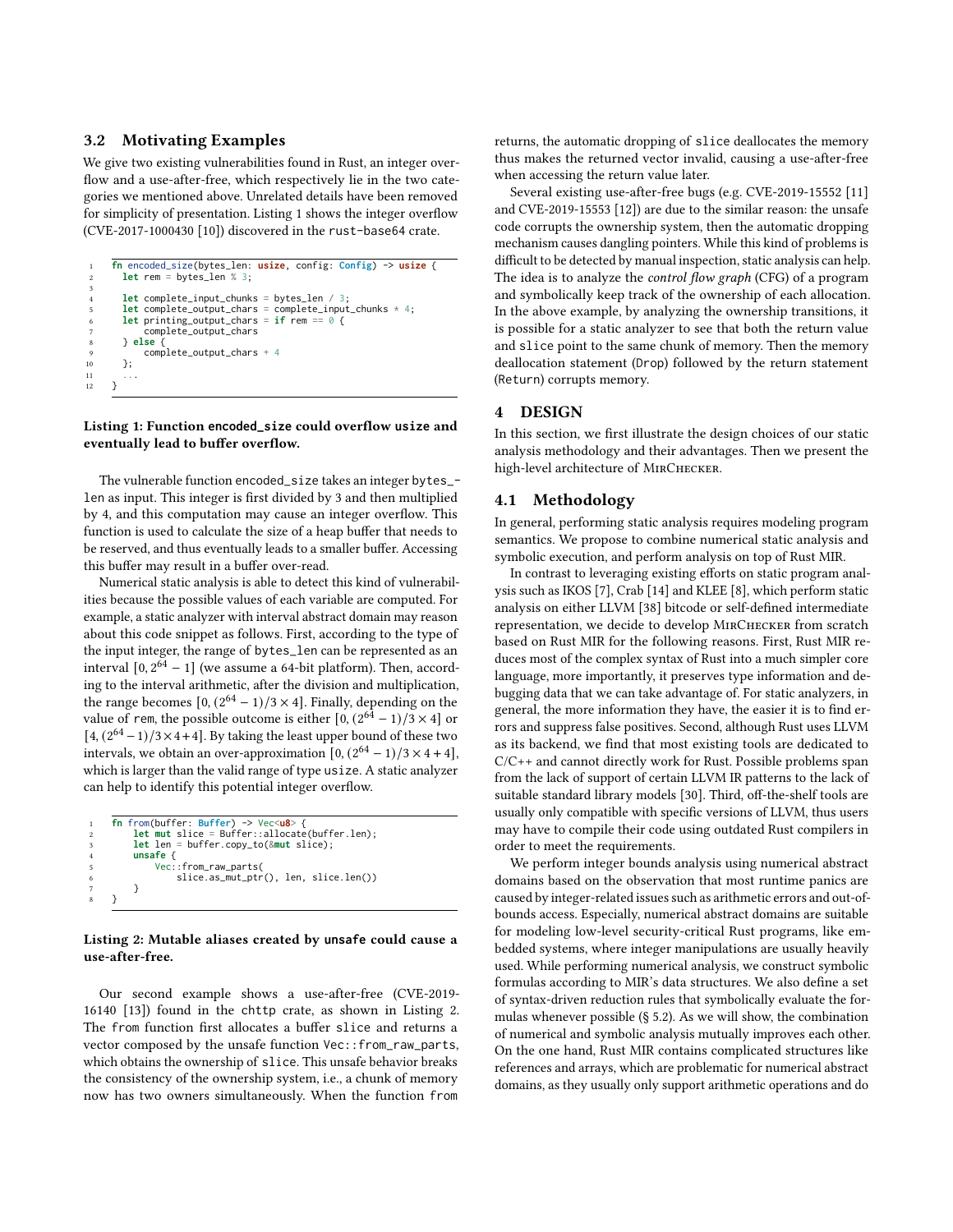### 3.2 Motivating Examples

We give two existing vulnerabilities found in Rust, an integer overflow and a use-after-free, which respectively lie in the two categories we mentioned above. Unrelated details have been removed for simplicity of presentation. Listing 1 shows the integer overflow (CVE-2017-1000430 [10]) discovered in the rust-base64 crate.

```
fn encoded_size(bytes_len: usize, config: Config) -> usize {
    let rem = bytes_len % 3;

    let complete_input_chunks = bytes_len / 3;
    let complete_output_chars = complete_input_chunks * 4;
    let printing_output_chars = if rem == 0 {
        complete_output_chars
    } else {
        complete_output_chars + 4
    };
    ...
}
```

**Listing 1: Function `encoded_size` could overflow `usize` and eventually lead to buffer overflow.**

The vulnerable function encoded_size takes an integer bytes_len as input. This integer is first divided by 3 and then multiplied by 4, and this computation may cause an integer overflow. This function is used to calculate the size of a heap buffer that needs to be reserved, and thus eventually leads to a smaller buffer. Accessing this buffer may result in a buffer over-read.

Numerical static analysis is able to detect this kind of vulnerabilities because the possible values of each variable are computed. For example, a static analyzer with interval abstract domain may reason about this code snippet as follows. First, according to the type of the input integer, the range of bytes_len can be represented as an interval $[0, 2^{64} - 1]$ (we assume a 64-bit platform). Then, according to the interval arithmetic, after the division and multiplication, the range becomes $[0, (2^{64} - 1)/3 \times 4]$. Finally, depending on the value of rem, the possible outcome is either $[0, (2^{64} - 1)/3 \times 4]$ or $[4, (2^{64} - 1)/3 \times 4 + 4]$. By taking the least upper bound of these two intervals, we obtain an over-approximation $[0, (2^{64} - 1)/3 \times 4 + 4]$, which is larger than the valid range of type usize. A static analyzer can help to identify this potential integer overflow.

```
fn from(buffer: Buffer) -> Vec<u8> {
    let mut slice = Buffer::allocate(buffer.len);
    let len = buffer.copy_to(&mut slice);
    unsafe {
        Vec::from_raw_parts(
            slice.as_mut_ptr(), len, slice.len())
    }
}
```

**Listing 2: Mutable aliases created by `unsafe` could cause a use-after-free.**

Our second example shows a use-after-free (CVE-2019-16140 [13]) found in the chttp crate, as shown in Listing 2. The from function first allocates a buffer slice and returns a vector composed by the unsafe function Vec::from_raw_parts, which obtains the ownership of slice. This unsafe behavior breaks the consistency of the ownership system, i.e., a chunk of memory now has two owners simultaneously. When the function from returns, the automatic dropping of slice deallocates the memory thus makes the returned vector invalid, causing a use-after-free when accessing the return value later.

Several existing use-after-free bugs (e.g. CVE-2019-15552 [11] and CVE-2019-15553 [12]) are due to the similar reason: the unsafe code corrupts the ownership system, then the automatic dropping mechanism causes dangling pointers. While this kind of problems is difficult to be detected by manual inspection, static analysis can help. The idea is to analyze the *control flow graph* (CFG) of a program and symbolically keep track of the ownership of each allocation. In the above example, by analyzing the ownership transitions, it is possible for a static analyzer to see that both the return value and slice point to the same chunk of memory. Then the memory deallocation statement (Drop) followed by the return statement (Return) corrupts memory.

## 4 DESIGN

In this section, we first illustrate the design choices of our static analysis methodology and their advantages. Then we present the high-level architecture of MirChecker.

### 4.1 Methodology

In general, performing static analysis requires modeling program semantics. We propose to combine numerical static analysis and symbolic execution, and perform analysis on top of Rust MIR.

In contrast to leveraging existing efforts on static program analysis such as IKOS [7], Crab [14] and KLEE [8], which perform static analysis on either LLVM [38] bitcode or self-defined intermediate representation, we decide to develop MirChecker from scratch based on Rust MIR for the following reasons. First, Rust MIR reduces most of the complex syntax of Rust into a much simpler core language, more importantly, it preserves type information and debugging data that we can take advantage of. For static analyzers, in general, the more information they have, the easier it is to find errors and suppress false positives. Second, although Rust uses LLVM as its backend, we find that most existing tools are dedicated to C/C++ and cannot directly work for Rust. Possible problems span from the lack of support of certain LLVM IR patterns to the lack of suitable standard library models [30]. Third, off-the-shelf tools are usually only compatible with specific versions of LLVM, thus users may have to compile their code using outdated Rust compilers in order to meet the requirements.

We perform integer bounds analysis using numerical abstract domains based on the observation that most runtime panics are caused by integer-related issues such as arithmetic errors and out-of-bounds access. Especially, numerical abstract domains are suitable for modeling low-level security-critical Rust programs, like embedded systems, where integer manipulations are usually heavily used. While performing numerical analysis, we construct symbolic formulas according to MIR's data structures. We also define a set of syntax-driven reduction rules that symbolically evaluate the formulas whenever possible (§ 5.2). As we will show, the combination of numerical and symbolic analysis mutually improves each other. On the one hand, Rust MIR contains complicated structures like references and arrays, which are problematic for numerical abstract domains, as they usually only support arithmetic operations and do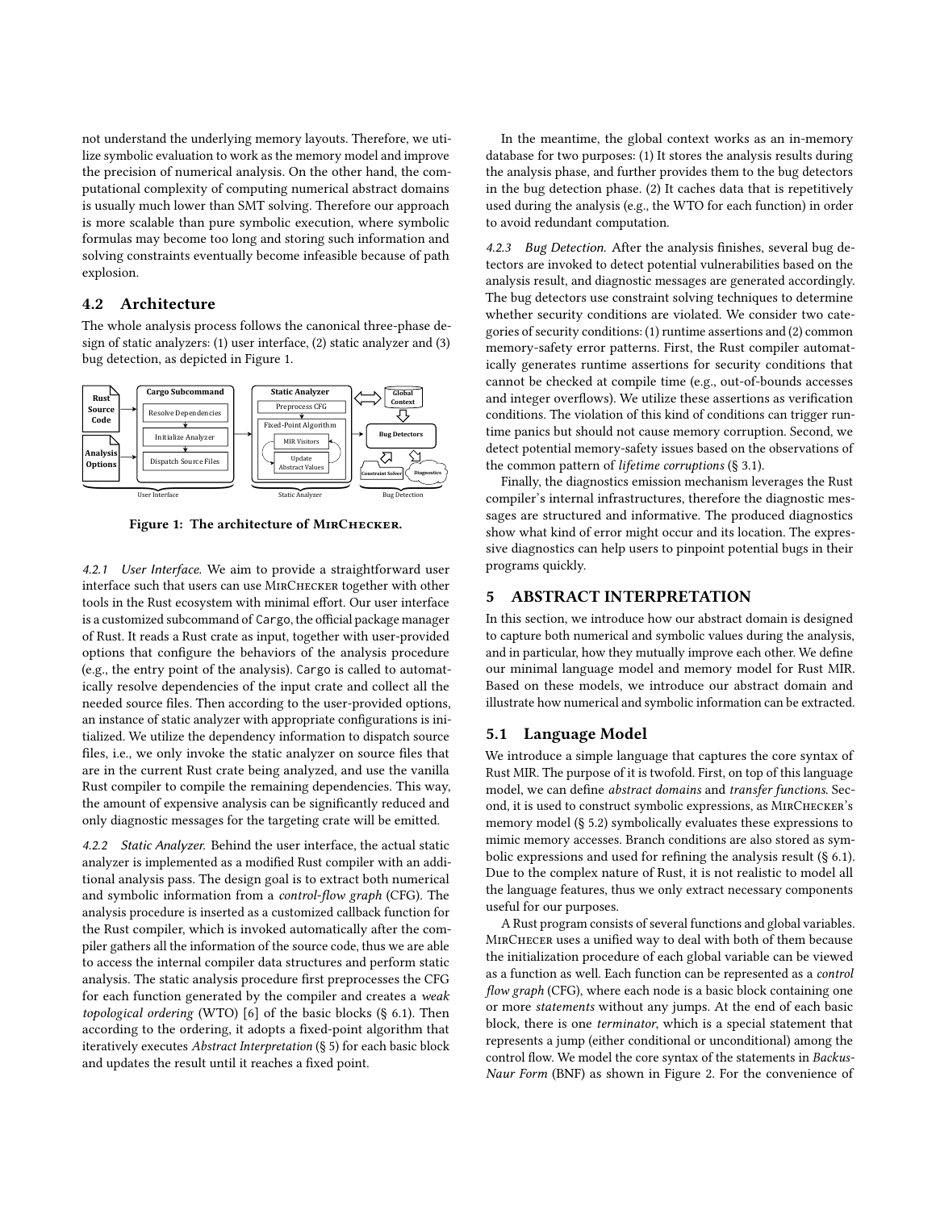not understand the underlying memory layouts. Therefore, we utilize symbolic evaluation to work as the memory model and improve the precision of numerical analysis. On the other hand, the computational complexity of computing numerical abstract domains is usually much lower than SMT solving. Therefore our approach is more scalable than pure symbolic execution, where symbolic formulas may become too long and storing such information and solving constraints eventually become infeasible because of path explosion.

## 4.2 Architecture

The whole analysis process follows the canonical three-phase design of static analyzers: (1) user interface, (2) static analyzer and (3) bug detection, as depicted in Figure 1.

Figure 1: The architecture of MirChecker.

*4.2.1 User Interface.* We aim to provide a straightforward user interface such that users can use MirChecker together with other tools in the Rust ecosystem with minimal effort. Our user interface is a customized subcommand of `Cargo`, the official package manager of Rust. It reads a Rust crate as input, together with user-provided options that configure the behaviors of the analysis procedure (e.g., the entry point of the analysis). `Cargo` is called to automatically resolve dependencies of the input crate and collect all the needed source files. Then according to the user-provided options, an instance of static analyzer with appropriate configurations is initialized. We utilize the dependency information to dispatch source files, i.e., we only invoke the static analyzer on source files that are in the current Rust crate being analyzed, and use the vanilla Rust compiler to compile the remaining dependencies. This way, the amount of expensive analysis can be significantly reduced and only diagnostic messages for the targeting crate will be emitted.

*4.2.2 Static Analyzer.* Behind the user interface, the actual static analyzer is implemented as a modified Rust compiler with an additional analysis pass. The design goal is to extract both numerical and symbolic information from a *control-flow graph* (CFG). The analysis procedure is inserted as a customized callback function for the Rust compiler, which is invoked automatically after the compiler gathers all the information of the source code, thus we are able to access the internal compiler data structures and perform static analysis. The static analysis procedure first preprocesses the CFG for each function generated by the compiler and creates a *weak topological ordering* (WTO) [6] of the basic blocks (§ 6.1). Then according to the ordering, it adopts a fixed-point algorithm that iteratively executes *Abstract Interpretation* (§ 5) for each basic block and updates the result until it reaches a fixed point.

In the meantime, the global context works as an in-memory database for two purposes: (1) It stores the analysis results during the analysis phase, and further provides them to the bug detectors in the bug detection phase. (2) It caches data that is repetitively used during the analysis (e.g., the WTO for each function) in order to avoid redundant computation.

*4.2.3 Bug Detection.* After the analysis finishes, several bug detectors are invoked to detect potential vulnerabilities based on the analysis result, and diagnostic messages are generated accordingly. The bug detectors use constraint solving techniques to determine whether security conditions are violated. We consider two categories of security conditions: (1) runtime assertions and (2) common memory-safety error patterns. First, the Rust compiler automatically generates runtime assertions for security conditions that cannot be checked at compile time (e.g., out-of-bounds accesses and integer overflows). We utilize these assertions as verification conditions. The violation of this kind of conditions can trigger runtime panics but should not cause memory corruption. Second, we detect potential memory-safety issues based on the observations of the common pattern of *lifetime corruptions* (§ 3.1).

Finally, the diagnostics emission mechanism leverages the Rust compiler's internal infrastructures, therefore the diagnostic messages are structured and informative. The produced diagnostics show what kind of error might occur and its location. The expressive diagnostics can help users to pinpoint potential bugs in their programs quickly.

# 5 ABSTRACT INTERPRETATION

In this section, we introduce how our abstract domain is designed to capture both numerical and symbolic values during the analysis, and in particular, how they mutually improve each other. We define our minimal language model and memory model for Rust MIR. Based on these models, we introduce our abstract domain and illustrate how numerical and symbolic information can be extracted.

## 5.1 Language Model

We introduce a simple language that captures the core syntax of Rust MIR. The purpose of it is twofold. First, on top of this language model, we can define *abstract domains* and *transfer functions*. Second, it is used to construct symbolic expressions, as MirChecker's memory model (§ 5.2) symbolically evaluates these expressions to mimic memory accesses. Branch conditions are also stored as symbolic expressions and used for refining the analysis result (§ 6.1). Due to the complex nature of Rust, it is not realistic to model all the language features, thus we only extract necessary components useful for our purposes.

A Rust program consists of several functions and global variables. MirChecer uses a unified way to deal with both of them because the initialization procedure of each global variable can be viewed as a function as well. Each function can be represented as a *control flow graph* (CFG), where each node is a basic block containing one or more *statements* without any jumps. At the end of each basic block, there is one *terminator*, which is a special statement that represents a jump (either conditional or unconditional) among the control flow. We model the core syntax of the statements in *Backus-Naur Form* (BNF) as shown in Figure 2. For the convenience of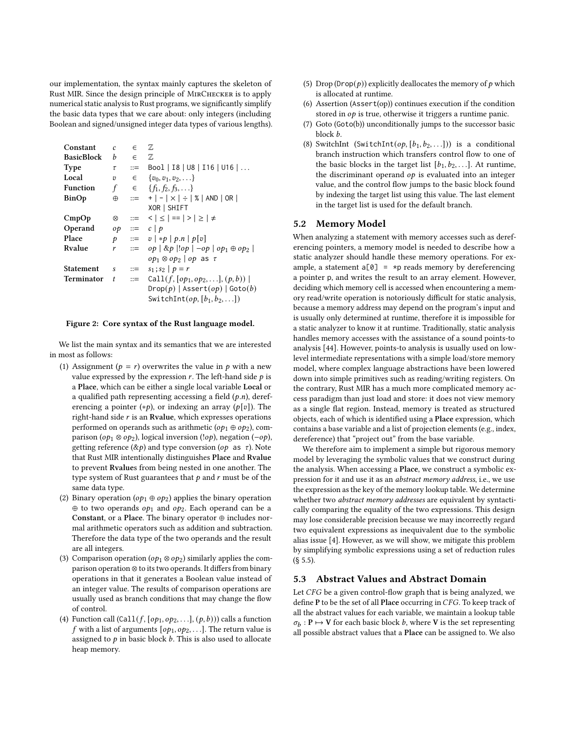our implementation, the syntax mainly captures the skeleton of Rust MIR. Since the design principle of MirChecker is to apply numerical static analysis to Rust programs, we significantly simplify the basic data types that we care about: only integers (including Boolean and signed/unsigned integer data types of various lengths).

$$
\begin{array}{llll}
\textbf{Constant} & c & \in & \mathbb{Z} \\
\textbf{BasicBlock} & b & \in & \mathbb{Z} \\
\textbf{Type} & \tau & ::= & \texttt{Bool} \mid \texttt{I8} \mid \texttt{U8} \mid \texttt{I16} \mid \texttt{U16} \mid \ldots \\
\textbf{Local} & v & \in & \{v_0, v_1, v_2, \ldots\} \\
\textbf{Function} & f & \in & \{f_1, f_2, f_3, \ldots\} \\
\textbf{BinOp} & \oplus & ::= & + \mid - \mid \times \mid \div \mid \% \mid \texttt{AND} \mid \texttt{OR} \mid \\
& & & \texttt{XOR} \mid \texttt{SHIFT} \\
\textbf{CmpOp} & \otimes & ::= & < \mid \leq \mid == \mid > \mid \geq \mid \neq \\
\textbf{Operand} & op & ::= & c \mid p \\
\textbf{Place} & p & ::= & v \mid *p \mid p.n \mid p[v] \\
\textbf{Rvalue} & r & ::= & op \mid \&p \mid !op \mid -op \mid op_1 \oplus op_2 \mid \\
& & & op_1 \otimes op_2 \mid op \texttt{ as } \tau \\
\textbf{Statement} & s & ::= & s_1 ; s_2 \mid p = r \\
\textbf{Terminator} & t & ::= & \texttt{Call}(f, [op_1, op_2, \ldots], (p, b)) \mid \\
& & & \texttt{Drop}(p) \mid \texttt{Assert}(op) \mid \texttt{Goto}(b) \\
& & & \texttt{SwitchInt}(op, [b_1, b_2, \ldots])
\end{array}
$$

**Figure 2: Core syntax of the Rust language model.**

We list the main syntax and its semantics that we are interested in most as follows:

1. Assignment ($p = r$) overwrites the value in $p$ with a new value expressed by the expression $r$. The left-hand side $p$ is a **Place**, which can be either a single local variable **Local** or a qualified path representing accessing a field ($p.n$), dereferencing a pointer ($*p$), or indexing an array ($p[v]$). The right-hand side $r$ is an **Rvalue**, which expresses operations performed on operands such as arithmetic ($op_1 \oplus op_2$), comparison ($op_1 \otimes op_2$), logical inversion ($!op$), negation ($-op$), getting reference ($\&p$) and type conversion ($op$ as $\tau$). Note that Rust MIR intentionally distinguishes **Place** and **Rvalue** to prevent **Rvalue**s from being nested in one another. The type system of Rust guarantees that $p$ and $r$ must be of the same data type.
2. Binary operation ($op_1 \oplus op_2$) applies the binary operation $\oplus$ to two operands $op_1$ and $op_2$. Each operand can be a **Constant**, or a **Place**. The binary operator $\oplus$ includes normal arithmetic operators such as addition and subtraction. Therefore the data type of the two operands and the result are all integers.
3. Comparison operation ($op_1 \otimes op_2$) similarly applies the comparison operation $\otimes$ to its two operands. It differs from binary operations in that it generates a Boolean value instead of an integer value. The results of comparison operations are usually used as branch conditions that may change the flow of control.
4. Function call ($\texttt{Call}(f, [op_1, op_2, \ldots], (p, b))$) calls a function $f$ with a list of arguments $[op_1, op_2, \ldots]$. The return value is assigned to $p$ in basic block $b$. This is also used to allocate heap memory.
5. Drop ($\texttt{Drop}(p)$) explicitly deallocates the memory of $p$ which is allocated at runtime.
6. Assertion ($\texttt{Assert}(op)$) continues execution if the condition stored in $op$ is true, otherwise it triggers a runtime panic.
7. Goto ($\texttt{Goto}(b)$) unconditionally jumps to the successor basic block $b$.
8. SwitchInt ($\texttt{SwitchInt}(op, [b_1, b_2, \ldots])$) is a conditional branch instruction which transfers control flow to one of the basic blocks in the target list $[b_1, b_2, \ldots]$. At runtime, the discriminant operand $op$ is evaluated into an integer value, and the control flow jumps to the basic block found by indexing the target list using this value. The last element in the target list is used for the default branch.

## 5.2 Memory Model

When analyzing a statement with memory accesses such as dereferencing pointers, a memory model is needed to describe how a static analyzer should handle these memory operations. For example, a statement `a[0] = *p` reads memory by dereferencing a pointer p, and writes the result to an array element. However, deciding which memory cell is accessed when encountering a memory read/write operation is notoriously difficult for static analysis, because a memory address may depend on the program's input and is usually only determined at runtime, therefore it is impossible for a static analyzer to know it at runtime. Traditionally, static analysis handles memory accesses with the assistance of a sound points-to analysis [44]. However, points-to analysis is usually used on low-level intermediate representations with a simple load/store memory model, where complex language abstractions have been lowered down into simple primitives such as reading/writing registers. On the contrary, Rust MIR has a much more complicated memory access paradigm than just load and store: it does not view memory as a single flat region. Instead, memory is treated as structured objects, each of which is identified using a **Place** expression, which contains a base variable and a list of projection elements (e.g., index, dereference) that "project out" from the base variable.

We therefore aim to implement a simple but rigorous memory model by leveraging the symbolic values that we construct during the analysis. When accessing a **Place**, we construct a symbolic expression for it and use it as an *abstract memory address*, i.e., we use the expression as the key of the memory lookup table. We determine whether two *abstract memory addresses* are equivalent by syntactically comparing the equality of the two expressions. This design may lose considerable precision because we may incorrectly regard two equivalent expressions as inequivalent due to the symbolic alias issue [4]. However, as we will show, we mitigate this problem by simplifying symbolic expressions using a set of reduction rules (§ 5.5).

## 5.3 Abstract Values and Abstract Domain

Let *CFG* be a given control-flow graph that is being analyzed, we define **P** to be the set of all **Place** occurring in *CFG*. To keep track of all the abstract values for each variable, we maintain a lookup table $\sigma_b : \mathbf{P} \mapsto \mathbf{V}$ for each basic block $b$, where **V** is the set representing all possible abstract values that a **Place** can be assigned to. We also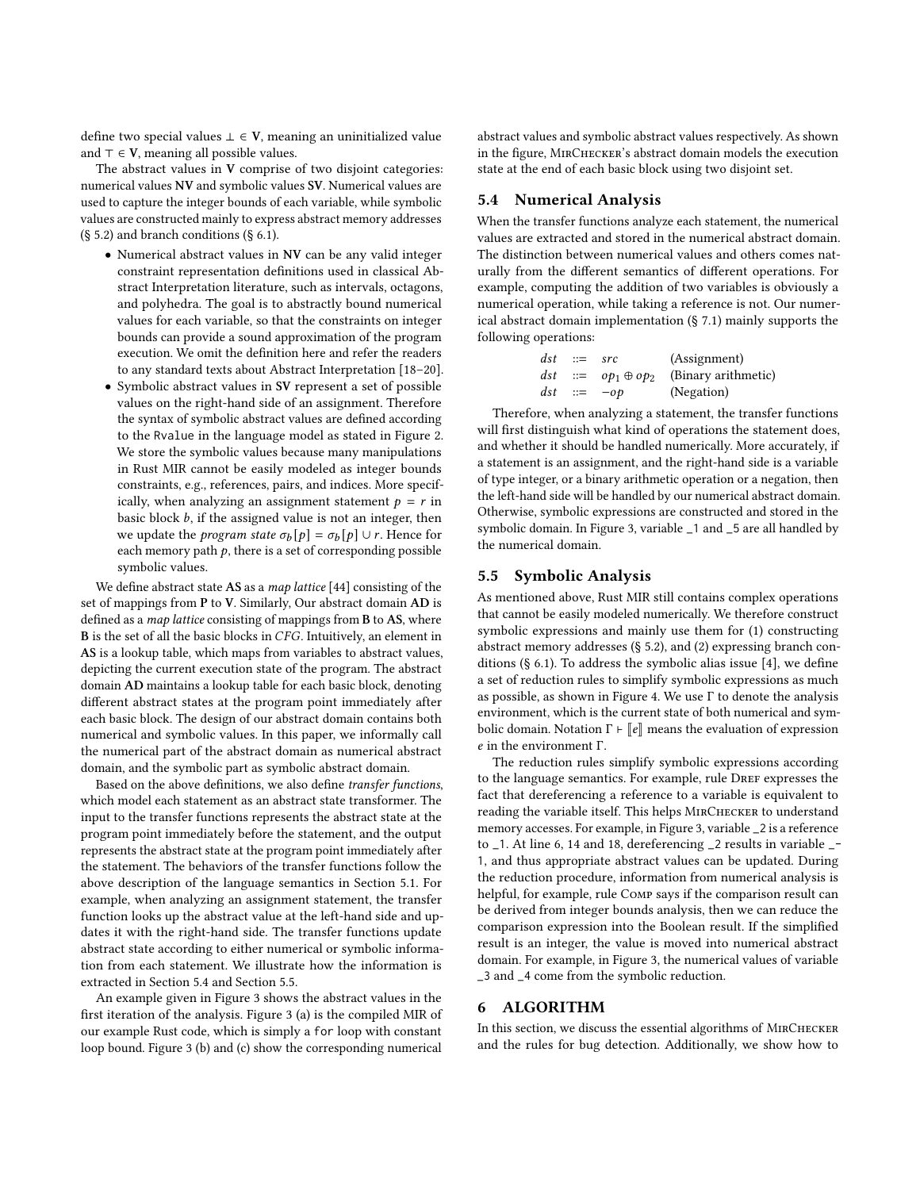define two special values $\bot \in \mathbf{V}$, meaning an uninitialized value and $\top \in \mathbf{V}$, meaning all possible values.

The abstract values in $\mathbf{V}$ comprise of two disjoint categories: numerical values $\mathbf{NV}$ and symbolic values $\mathbf{SV}$. Numerical values are used to capture the integer bounds of each variable, while symbolic values are constructed mainly to express abstract memory addresses (§ 5.2) and branch conditions (§ 6.1).

- Numerical abstract values in $\mathbf{NV}$ can be any valid integer constraint representation definitions used in classical Abstract Interpretation literature, such as intervals, octagons, and polyhedra. The goal is to abstractly bound numerical values for each variable, so that the constraints on integer bounds can provide a sound approximation of the program execution. We omit the definition here and refer the readers to any standard texts about Abstract Interpretation [18–20].
- Symbolic abstract values in $\mathbf{SV}$ represent a set of possible values on the right-hand side of an assignment. Therefore the syntax of symbolic abstract values are defined according to the Rvalue in the language model as stated in Figure 2. We store the symbolic values because many manipulations in Rust MIR cannot be easily modeled as integer bounds constraints, e.g., references, pairs, and indices. More specifically, when analyzing an assignment statement $p = r$ in basic block $b$, if the assigned value is not an integer, then we update the *program state* $\sigma_b[p] = \sigma_b[p] \cup r$. Hence for each memory path $p$, there is a set of corresponding possible symbolic values.

We define abstract state $\mathbf{AS}$ as a *map lattice* [44] consisting of the set of mappings from $\mathbf{P}$ to $\mathbf{V}$. Similarly, Our abstract domain $\mathbf{AD}$ is defined as a *map lattice* consisting of mappings from $\mathbf{B}$ to $\mathbf{AS}$, where $\mathbf{B}$ is the set of all the basic blocks in *CFG*. Intuitively, an element in $\mathbf{AS}$ is a lookup table, which maps from variables to abstract values, depicting the current execution state of the program. The abstract domain $\mathbf{AD}$ maintains a lookup table for each basic block, denoting different abstract states at the program point immediately after each basic block. The design of our abstract domain contains both numerical and symbolic values. In this paper, we informally call the numerical part of the abstract domain as numerical abstract domain, and the symbolic part as symbolic abstract domain.

Based on the above definitions, we also define *transfer functions*, which model each statement as an abstract state transformer. The input to the transfer functions represents the abstract state at the program point immediately before the statement, and the output represents the abstract state at the program point immediately after the statement. The behaviors of the transfer functions follow the above description of the language semantics in Section 5.1. For example, when analyzing an assignment statement, the transfer function looks up the abstract value at the left-hand side and updates it with the right-hand side. The transfer functions update abstract state according to either numerical or symbolic information from each statement. We illustrate how the information is extracted in Section 5.4 and Section 5.5.

An example given in Figure 3 shows the abstract values in the first iteration of the analysis. Figure 3 (a) is the compiled MIR of our example Rust code, which is simply a `for` loop with constant loop bound. Figure 3 (b) and (c) show the corresponding numerical abstract values and symbolic abstract values respectively. As shown in the figure, MirChecker's abstract domain models the execution state at the end of each basic block using two disjoint set.

## 5.4 Numerical Analysis

When the transfer functions analyze each statement, the numerical values are extracted and stored in the numerical abstract domain. The distinction between numerical values and others comes naturally from the different semantics of different operations. For example, computing the addition of two variables is obviously a numerical operation, while taking a reference is not. Our numerical abstract domain implementation (§ 7.1) mainly supports the following operations:

$$
\begin{array}{lll}
dst & ::= & src \qquad\qquad\quad \text{(Assignment)} \\
dst & ::= & op_1 \oplus op_2 \quad \text{(Binary arithmetic)} \\
dst & ::= & -op \qquad\qquad \text{(Negation)}
\end{array}
$$

Therefore, when analyzing a statement, the transfer functions will first distinguish what kind of operations the statement does, and whether it should be handled numerically. More accurately, if a statement is an assignment, and the right-hand side is a variable of type integer, or a binary arithmetic operation or a negation, then the left-hand side will be handled by our numerical abstract domain. Otherwise, symbolic expressions are constructed and stored in the symbolic domain. In Figure 3, variable _1 and _5 are all handled by the numerical domain.

## 5.5 Symbolic Analysis

As mentioned above, Rust MIR still contains complex operations that cannot be easily modeled numerically. We therefore construct symbolic expressions and mainly use them for (1) constructing abstract memory addresses (§ 5.2), and (2) expressing branch conditions (§ 6.1). To address the symbolic alias issue [4], we define a set of reduction rules to simplify symbolic expressions as much as possible, as shown in Figure 4. We use $\Gamma$ to denote the analysis environment, which is the current state of both numerical and symbolic domain. Notation $\Gamma \vdash [\![e]\!]$ means the evaluation of expression $e$ in the environment $\Gamma$.

The reduction rules simplify symbolic expressions according to the language semantics. For example, rule Dref expresses the fact that dereferencing a reference to a variable is equivalent to reading the variable itself. This helps MirChecker to understand memory accesses. For example, in Figure 3, variable _2 is a reference to _1. At line 6, 14 and 18, dereferencing _2 results in variable _1, and thus appropriate abstract values can be updated. During the reduction procedure, information from numerical analysis is helpful, for example, rule Comp says if the comparison result can be derived from integer bounds analysis, then we can reduce the comparison expression into the Boolean result. If the simplified result is an integer, the value is moved into numerical abstract domain. For example, in Figure 3, the numerical values of variable _3 and _4 come from the symbolic reduction.

# 6 ALGORITHM

In this section, we discuss the essential algorithms of MirChecker and the rules for bug detection. Additionally, we show how to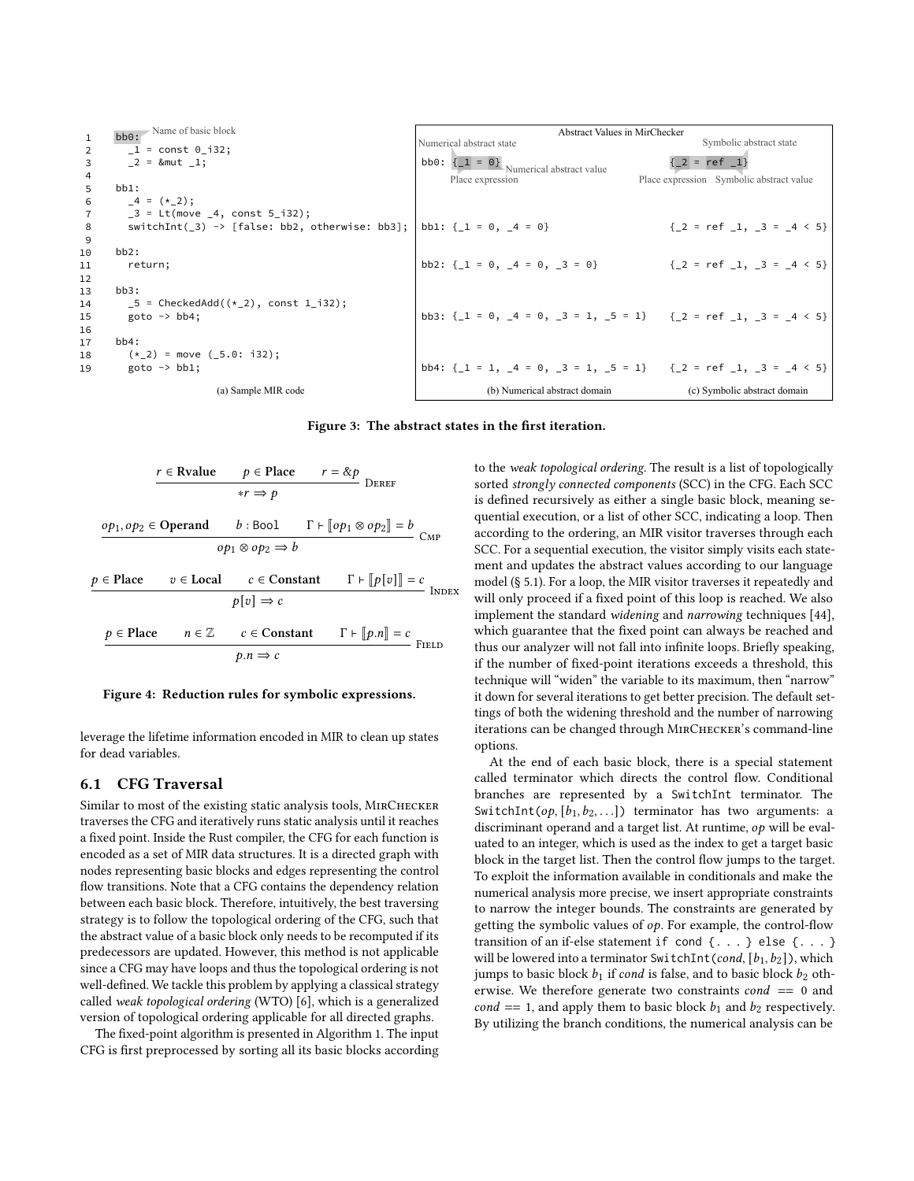```
1    bb0:
2      _1 = const 0_i32;
3      _2 = &mut _1;
4
5    bb1:
6      _4 = (*_2);
7      _3 = Lt(move _4, const 5_i32);
8      switchInt(_3) -> [false: bb2, otherwise: bb3];
9
10   bb2:
11     return;
12
13   bb3:
14     _5 = CheckedAdd((*_2), const 1_i32);
15     goto -> bb4;
16
17   bb4:
18     (*_2) = move (_5.0: i32);
19     goto -> bb1;
```

(a) Sample MIR code

Abstract Values in MirChecker

| | Numerical abstract state | Symbolic abstract state |
|---|---|---|
| bb0: | {_1 = 0} | {_2 = ref _1} |
| bb1: | {_1 = 0, _4 = 0} | {_2 = ref _1, _3 = _4 < 5} |
| bb2: | {_1 = 0, _4 = 0, _3 = 0} | {_2 = ref _1, _3 = _4 < 5} |
| bb3: | {_1 = 0, _4 = 0, _3 = 1, _5 = 1} | {_2 = ref _1, _3 = _4 < 5} |
| bb4: | {_1 = 1, _4 = 0, _3 = 1, _5 = 1} | {_2 = ref _1, _3 = _4 < 5} |

(b) Numerical abstract domain (c) Symbolic abstract domain

(Annotations: "Name of basic block"; "Place expression"; "Numerical abstract value"; "Symbolic abstract value")

**Figure 3: The abstract states in the first iteration.**

$$\frac{r \in \textbf{Rvalue} \qquad p \in \textbf{Place} \qquad r = \&p}{*r \Rightarrow p}\ \textsc{Deref}$$

$$\frac{op_1, op_2 \in \textbf{Operand} \qquad b : \texttt{Bool} \qquad \Gamma \vdash [\![op_1 \otimes op_2]\!] = b}{op_1 \otimes op_2 \Rightarrow b}\ \textsc{Cmp}$$

$$\frac{p \in \textbf{Place} \qquad v \in \textbf{Local} \qquad c \in \textbf{Constant} \qquad \Gamma \vdash [\![p[v]]\!] = c}{p[v] \Rightarrow c}\ \textsc{Index}$$

$$\frac{p \in \textbf{Place} \qquad n \in \mathbb{Z} \qquad c \in \textbf{Constant} \qquad \Gamma \vdash [\![p.n]\!] = c}{p.n \Rightarrow c}\ \textsc{Field}$$

**Figure 4: Reduction rules for symbolic expressions.**

leverage the lifetime information encoded in MIR to clean up states for dead variables.

## 6.1 CFG Traversal

Similar to most of the existing static analysis tools, MirChecker traverses the CFG and iteratively runs static analysis until it reaches a fixed point. Inside the Rust compiler, the CFG for each function is encoded as a set of MIR data structures. It is a directed graph with nodes representing basic blocks and edges representing the control flow transitions. Note that a CFG contains the dependency relation between each basic block. Therefore, intuitively, the best traversing strategy is to follow the topological ordering of the CFG, such that the abstract value of a basic block only needs to be recomputed if its predecessors are updated. However, this method is not applicable since a CFG may have loops and thus the topological ordering is not well-defined. We tackle this problem by applying a classical strategy called *weak topological ordering* (WTO) [6], which is a generalized version of topological ordering applicable for all directed graphs.

The fixed-point algorithm is presented in Algorithm 1. The input CFG is first preprocessed by sorting all its basic blocks according to the *weak topological ordering*. The result is a list of topologically sorted *strongly connected components* (SCC) in the CFG. Each SCC is defined recursively as either a single basic block, meaning sequential execution, or a list of other SCC, indicating a loop. Then according to the ordering, an MIR visitor traverses through each SCC. For a sequential execution, the visitor simply visits each statement and updates the abstract values according to our language model (§ 5.1). For a loop, the MIR visitor traverses it repeatedly and will only proceed if a fixed point of this loop is reached. We also implement the standard *widening* and *narrowing* techniques [44], which guarantee that the fixed point can always be reached and thus our analyzer will not fall into infinite loops. Briefly speaking, if the number of fixed-point iterations exceeds a threshold, this technique will "widen" the variable to its maximum, then "narrow" it down for several iterations to get better precision. The default settings of both the widening threshold and the number of narrowing iterations can be changed through MirChecker's command-line options.

At the end of each basic block, there is a special statement called terminator which directs the control flow. Conditional branches are represented by a `SwitchInt` terminator. The `SwitchInt`$(op, [b_1, b_2, \ldots])$ terminator has two arguments: a discriminant operand and a target list. At runtime, $op$ will be evaluated to an integer, which is used as the index to get a target basic block in the target list. Then the control flow jumps to the target. To exploit the information available in conditionals and make the numerical analysis more precise, we insert appropriate constraints to narrow the integer bounds. The constraints are generated by getting the symbolic values of $op$. For example, the control-flow transition of an if-else statement `if cond {. . . } else {. . . }` will be lowered into a terminator `SwitchInt`$(cond, [b_1, b_2])$, which jumps to basic block $b_1$ if $cond$ is false, and to basic block $b_2$ otherwise. We therefore generate two constraints $cond == 0$ and $cond == 1$, and apply them to basic block $b_1$ and $b_2$ respectively. By utilizing the branch conditions, the numerical analysis can be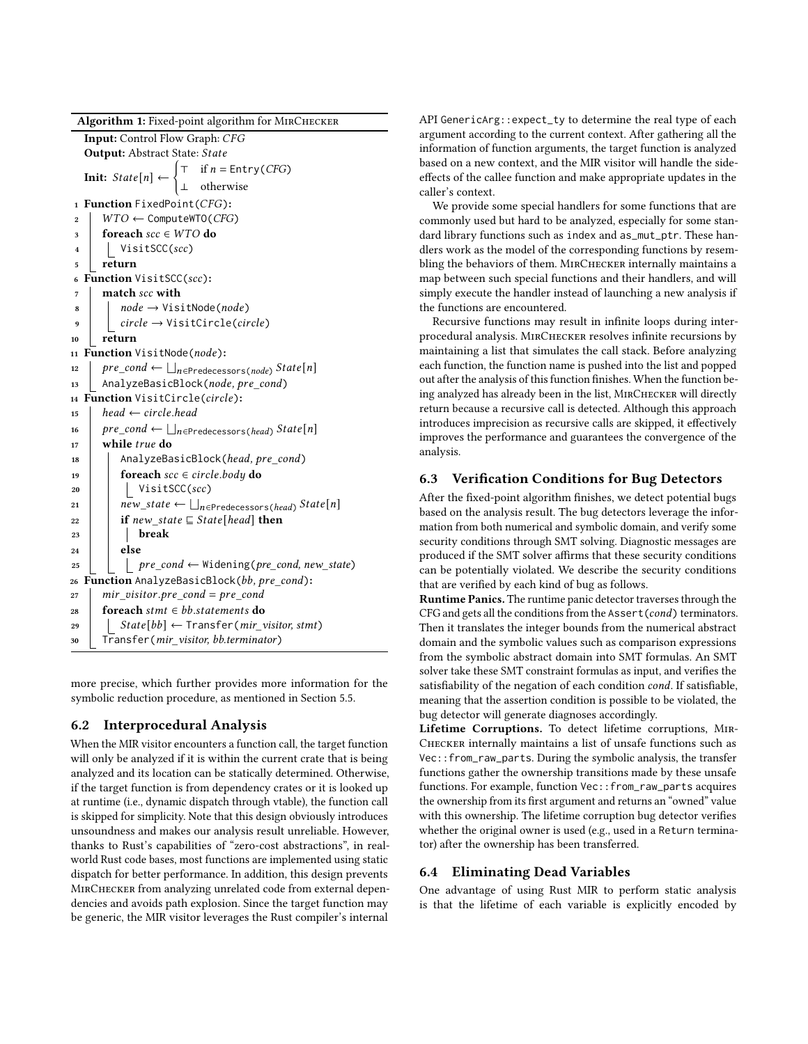**Algorithm 1:** Fixed-point algorithm for MirChecker

```
Input: Control Flow Graph: CFG
Output: Abstract State: State
Init: State[n] ← { ⊤  if n = Entry(CFG)
                 { ⊥  otherwise
1  Function FixedPoint(CFG):
2      WTO ← ComputeWTO(CFG)
3      foreach scc ∈ WTO do
4          VisitSCC(scc)
5      return
6  Function VisitSCC(scc):
7      match scc with
8          node → VisitNode(node)
9          circle → VisitCircle(circle)
10     return
11 Function VisitNode(node):
12     pre_cond ← ⊔_{n∈Predecessors(node)} State[n]
13     AnalyzeBasicBlock(node, pre_cond)
14 Function VisitCircle(circle):
15     head ← circle.head
16     pre_cond ← ⊔_{n∈Predecessors(head)} State[n]
17     while true do
18         AnalyzeBasicBlock(head, pre_cond)
19         foreach scc ∈ circle.body do
20             VisitSCC(scc)
21         new_state ← ⊔_{n∈Predecessors(head)} State[n]
22         if new_state ⊑ State[head] then
23             break
24         else
25             pre_cond ← Widening(pre_cond, new_state)
26 Function AnalyzeBasicBlock(bb, pre_cond):
27     mir_visitor.pre_cond = pre_cond
28     foreach stmt ∈ bb.statements do
29         State[bb] ← Transfer(mir_visitor, stmt)
30     Transfer(mir_visitor, bb.terminator)
```

more precise, which further provides more information for the symbolic reduction procedure, as mentioned in Section 5.5.

## 6.2 Interprocedural Analysis

When the MIR visitor encounters a function call, the target function will only be analyzed if it is within the current crate that is being analyzed and its location can be statically determined. Otherwise, if the target function is from dependency crates or it is looked up at runtime (i.e., dynamic dispatch through vtable), the function call is skipped for simplicity. Note that this design obviously introduces unsoundness and makes our analysis result unreliable. However, thanks to Rust's capabilities of "zero-cost abstractions", in real-world Rust code bases, most functions are implemented using static dispatch for better performance. In addition, this design prevents MirChecker from analyzing unrelated code from external dependencies and avoids path explosion. Since the target function may be generic, the MIR visitor leverages the Rust compiler's internal API `GenericArg::expect_ty` to determine the real type of each argument according to the current context. After gathering all the information of function arguments, the target function is analyzed based on a new context, and the MIR visitor will handle the side-effects of the callee function and make appropriate updates in the caller's context.

We provide some special handlers for some functions that are commonly used but hard to be analyzed, especially for some standard library functions such as `index` and `as_mut_ptr`. These handlers work as the model of the corresponding functions by resembling the behaviors of them. MirChecker internally maintains a map between such special functions and their handlers, and will simply execute the handler instead of launching a new analysis if the functions are encountered.

Recursive functions may result in infinite loops during interprocedural analysis. MirChecker resolves infinite recursions by maintaining a list that simulates the call stack. Before analyzing each function, the function name is pushed into the list and popped out after the analysis of this function finishes. When the function being analyzed has already been in the list, MirChecker will directly return because a recursive call is detected. Although this approach introduces imprecision as recursive calls are skipped, it effectively improves the performance and guarantees the convergence of the analysis.

## 6.3 Verification Conditions for Bug Detectors

After the fixed-point algorithm finishes, we detect potential bugs based on the analysis result. The bug detectors leverage the information from both numerical and symbolic domain, and verify some security conditions through SMT solving. Diagnostic messages are produced if the SMT solver affirms that these security conditions can be potentially violated. We describe the security conditions that are verified by each kind of bug as follows.

**Runtime Panics.** The runtime panic detector traverses through the CFG and gets all the conditions from the `Assert(`*cond*`)` terminators. Then it translates the integer bounds from the numerical abstract domain and the symbolic values such as comparison expressions from the symbolic abstract domain into SMT formulas. An SMT solver take these SMT constraint formulas as input, and verifies the satisfiability of the negation of each condition *cond*. If satisfiable, meaning that the assertion condition is possible to be violated, the bug detector will generate diagnoses accordingly.

**Lifetime Corruptions.** To detect lifetime corruptions, MirChecker internally maintains a list of unsafe functions such as `Vec::from_raw_parts`. During the symbolic analysis, the transfer functions gather the ownership transitions made by these unsafe functions. For example, function `Vec::from_raw_parts` acquires the ownership from its first argument and returns an "owned" value with this ownership. The lifetime corruption bug detector verifies whether the original owner is used (e.g., used in a `Return` terminator) after the ownership has been transferred.

## 6.4 Eliminating Dead Variables

One advantage of using Rust MIR to perform static analysis is that the lifetime of each variable is explicitly encoded by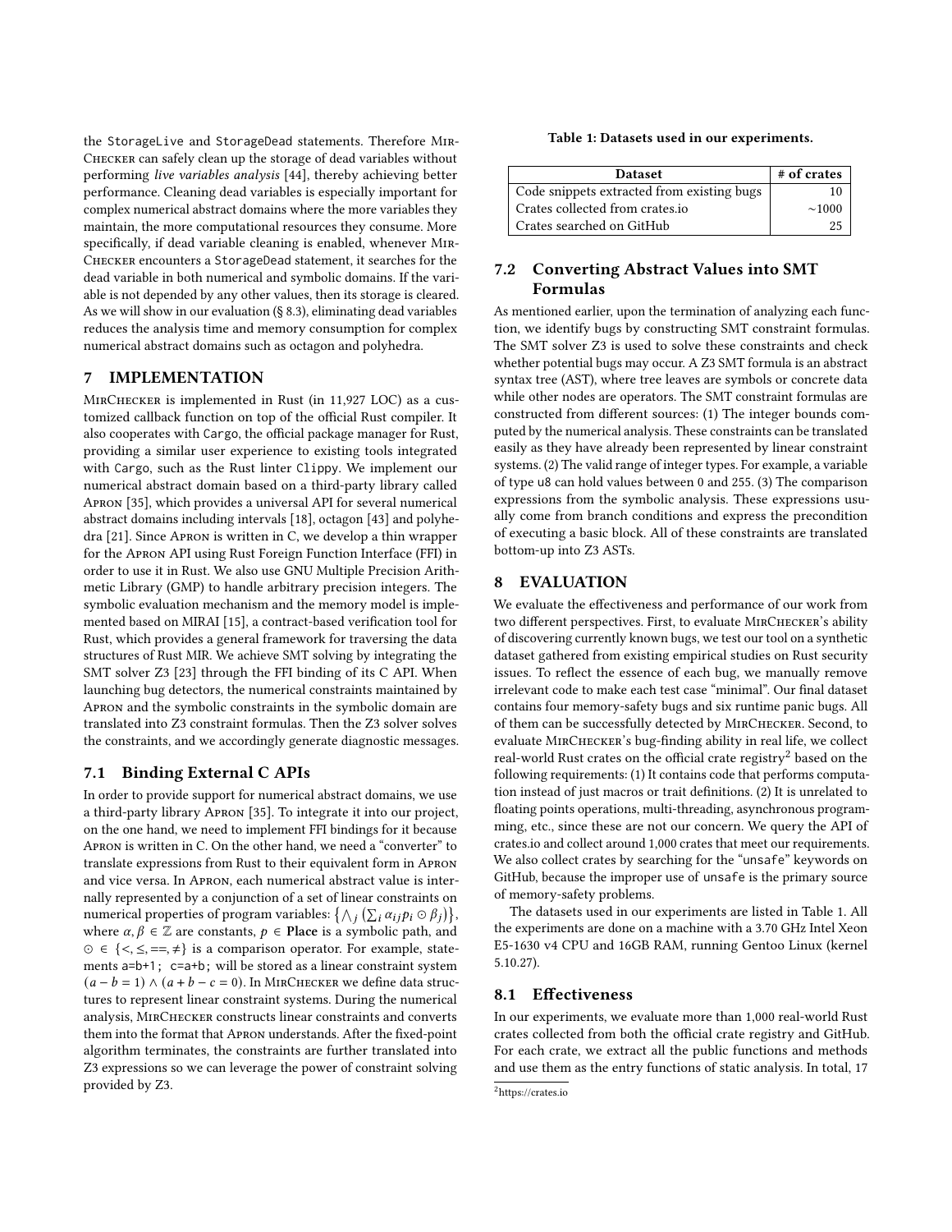the StorageLive and StorageDead statements. Therefore MirChecker can safely clean up the storage of dead variables without performing *live variables analysis* [44], thereby achieving better performance. Cleaning dead variables is especially important for complex numerical abstract domains where the more variables they maintain, the more computational resources they consume. More specifically, if dead variable cleaning is enabled, whenever MirChecker encounters a StorageDead statement, it searches for the dead variable in both numerical and symbolic domains. If the variable is not depended by any other values, then its storage is cleared. As we will show in our evaluation (§ 8.3), eliminating dead variables reduces the analysis time and memory consumption for complex numerical abstract domains such as octagon and polyhedra.

## 7 IMPLEMENTATION

MirChecker is implemented in Rust (in 11,927 LOC) as a customized callback function on top of the official Rust compiler. It also cooperates with Cargo, the official package manager for Rust, providing a similar user experience to existing tools integrated with Cargo, such as the Rust linter Clippy. We implement our numerical abstract domain based on a third-party library called Apron [35], which provides a universal API for several numerical abstract domains including intervals [18], octagon [43] and polyhedra [21]. Since Apron is written in C, we develop a thin wrapper for the Apron API using Rust Foreign Function Interface (FFI) in order to use it in Rust. We also use GNU Multiple Precision Arithmetic Library (GMP) to handle arbitrary precision integers. The symbolic evaluation mechanism and the memory model is implemented based on MIRAI [15], a contract-based verification tool for Rust, which provides a general framework for traversing the data structures of Rust MIR. We achieve SMT solving by integrating the SMT solver Z3 [23] through the FFI binding of its C API. When launching bug detectors, the numerical constraints maintained by Apron and the symbolic constraints in the symbolic domain are translated into Z3 constraint formulas. Then the Z3 solver solves the constraints, and we accordingly generate diagnostic messages.

### 7.1 Binding External C APIs

In order to provide support for numerical abstract domains, we use a third-party library Apron [35]. To integrate it into our project, on the one hand, we need to implement FFI bindings for it because Apron is written in C. On the other hand, we need a "converter" to translate expressions from Rust to their equivalent form in Apron and vice versa. In Apron, each numerical abstract value is internally represented by a conjunction of a set of linear constraints on numerical properties of program variables: $\left\{\bigwedge_j \left(\sum_i \alpha_{ij} p_i \odot \beta_j\right)\right\}$, where $\alpha, \beta \in \mathbb{Z}$ are constants, $p \in$ **Place** is a symbolic path, and $\odot \in \{<, \leq, ==, \neq\}$ is a comparison operator. For example, statements `a=b+1; c=a+b;` will be stored as a linear constraint system $(a - b = 1) \wedge (a + b - c = 0)$. In MirChecker we define data structures to represent linear constraint systems. During the numerical analysis, MirChecker constructs linear constraints and converts them into the format that Apron understands. After the fixed-point algorithm terminates, the constraints are further translated into Z3 expressions so we can leverage the power of constraint solving provided by Z3.

**Table 1: Datasets used in our experiments.**

| Dataset | # of crates |
|---|---|
| Code snippets extracted from existing bugs | 10 |
| Crates collected from crates.io | ~1000 |
| Crates searched on GitHub | 25 |

### 7.2 Converting Abstract Values into SMT Formulas

As mentioned earlier, upon the termination of analyzing each function, we identify bugs by constructing SMT constraint formulas. The SMT solver Z3 is used to solve these constraints and check whether potential bugs may occur. A Z3 SMT formula is an abstract syntax tree (AST), where tree leaves are symbols or concrete data while other nodes are operators. The SMT constraint formulas are constructed from different sources: (1) The integer bounds computed by the numerical analysis. These constraints can be translated easily as they have already been represented by linear constraint systems. (2) The valid range of integer types. For example, a variable of type u8 can hold values between 0 and 255. (3) The comparison expressions from the symbolic analysis. These expressions usually come from branch conditions and express the precondition of executing a basic block. All of these constraints are translated bottom-up into Z3 ASTs.

## 8 EVALUATION

We evaluate the effectiveness and performance of our work from two different perspectives. First, to evaluate MirChecker's ability of discovering currently known bugs, we test our tool on a synthetic dataset gathered from existing empirical studies on Rust security issues. To reflect the essence of each bug, we manually remove irrelevant code to make each test case "minimal". Our final dataset contains four memory-safety bugs and six runtime panic bugs. All of them can be successfully detected by MirChecker. Second, to evaluate MirChecker's bug-finding ability in real life, we collect real-world Rust crates on the official crate registry[2] based on the following requirements: (1) It contains code that performs computation instead of just macros or trait definitions. (2) It is unrelated to floating points operations, multi-threading, asynchronous programming, etc., since these are not our concern. We query the API of crates.io and collect around 1,000 crates that meet our requirements. We also collect crates by searching for the "unsafe" keywords on GitHub, because the improper use of unsafe is the primary source of memory-safety problems.

The datasets used in our experiments are listed in Table 1. All the experiments are done on a machine with a 3.70 GHz Intel Xeon E5-1630 v4 CPU and 16GB RAM, running Gentoo Linux (kernel 5.10.27).

### 8.1 Effectiveness

In our experiments, we evaluate more than 1,000 real-world Rust crates collected from both the official crate registry and GitHub. For each crate, we extract all the public functions and methods and use them as the entry functions of static analysis. In total, 17

[2] https://crates.io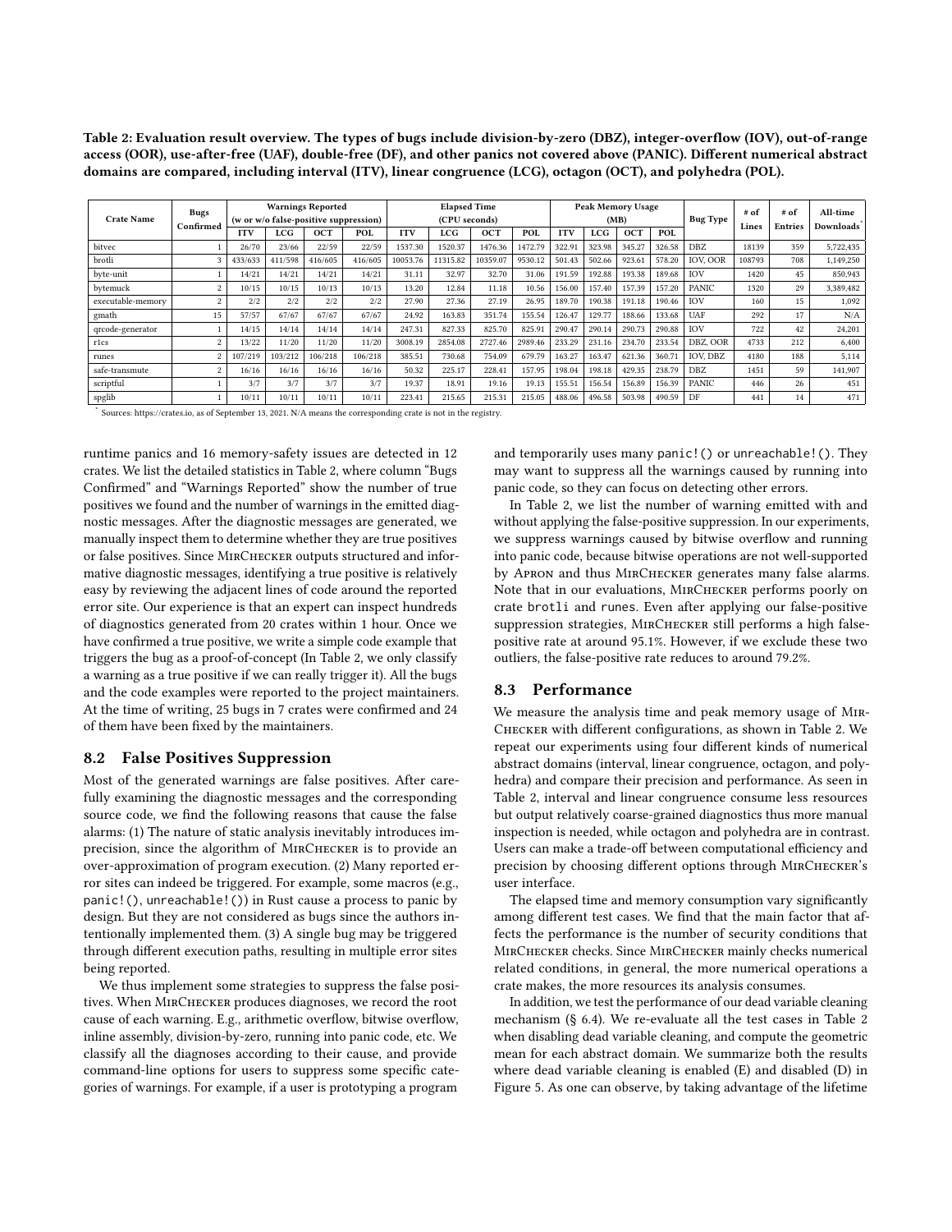Table 2: Evaluation result overview. The types of bugs include division-by-zero (DBZ), integer-overflow (IOV), out-of-range access (OOR), use-after-free (UAF), double-free (DF), and other panics not covered above (PANIC). Different numerical abstract domains are compared, including interval (ITV), linear congruence (LCG), octagon (OCT), and polyhedra (POL).

| Crate Name | Bugs Confirmed | Warnings Reported (w or w/o false-positive suppression) | | | | Elapsed Time (CPU seconds) | | | | Peak Memory Usage (MB) | | | | Bug Type | # of Lines | # of Entries | All-time Downloads* |
|---|---|---|---|---|---|---|---|---|---|---|---|---|---|---|---|---|---|
| | | ITV | LCG | OCT | POL | ITV | LCG | OCT | POL | ITV | LCG | OCT | POL | | | | |
| bitvec | 1 | 26/70 | 23/66 | 22/59 | 22/59 | 1537.30 | 1520.37 | 1476.36 | 1472.79 | 322.91 | 323.98 | 345.27 | 326.58 | DBZ | 18139 | 359 | 5,722,435 |
| brotli | 3 | 433/633 | 411/598 | 416/605 | 416/605 | 10053.76 | 11315.82 | 10359.07 | 9530.12 | 501.43 | 502.66 | 923.61 | 578.20 | IOV, OOR | 108793 | 708 | 1,149,250 |
| byte-unit | 1 | 14/21 | 14/21 | 14/21 | 14/21 | 31.11 | 32.97 | 32.70 | 31.06 | 191.59 | 192.88 | 193.38 | 189.68 | IOV | 1420 | 45 | 850,943 |
| bytemuck | 2 | 10/15 | 10/15 | 10/13 | 10/13 | 13.20 | 12.84 | 11.18 | 10.56 | 156.00 | 157.40 | 157.39 | 157.20 | PANIC | 1320 | 29 | 3,389,482 |
| executable-memory | 2 | 2/2 | 2/2 | 2/2 | 2/2 | 27.90 | 27.36 | 27.19 | 26.95 | 189.70 | 190.38 | 191.18 | 190.46 | IOV | 160 | 15 | 1,092 |
| gmath | 15 | 57/57 | 67/67 | 67/67 | 67/67 | 24.92 | 163.83 | 351.74 | 155.54 | 126.47 | 129.77 | 188.66 | 133.68 | UAF | 292 | 17 | N/A |
| qrcode-generator | 1 | 14/15 | 14/14 | 14/14 | 14/14 | 247.31 | 827.33 | 825.70 | 825.91 | 290.47 | 290.14 | 290.73 | 290.88 | IOV | 722 | 42 | 24,201 |
| r1cs | 2 | 13/22 | 11/20 | 11/20 | 11/20 | 3008.19 | 2854.08 | 2727.46 | 2989.46 | 233.29 | 231.16 | 234.70 | 233.54 | DBZ, OOR | 4733 | 212 | 6,400 |
| runes | 2 | 107/219 | 103/212 | 106/218 | 106/218 | 385.51 | 730.68 | 754.09 | 679.79 | 163.27 | 163.47 | 621.36 | 360.71 | IOV, DBZ | 4180 | 188 | 5,114 |
| safe-transmute | 2 | 16/16 | 16/16 | 16/16 | 16/16 | 50.32 | 225.17 | 228.41 | 157.95 | 198.04 | 198.18 | 429.35 | 238.79 | DBZ | 1451 | 59 | 141,907 |
| scriptful | 1 | 3/7 | 3/7 | 3/7 | 3/7 | 19.37 | 18.91 | 19.16 | 19.13 | 155.51 | 156.54 | 156.89 | 156.39 | PANIC | 446 | 26 | 451 |
| spglib | 1 | 10/11 | 10/11 | 10/11 | 10/11 | 223.41 | 215.65 | 215.31 | 215.05 | 488.06 | 496.58 | 503.98 | 490.59 | DF | 441 | 14 | 471 |

* Sources: https://crates.io, as of September 13, 2021. N/A means the corresponding crate is not in the registry.

runtime panics and 16 memory-safety issues are detected in 12 crates. We list the detailed statistics in Table 2, where column "Bugs Confirmed" and "Warnings Reported" show the number of true positives we found and the number of warnings in the emitted diagnostic messages. After the diagnostic messages are generated, we manually inspect them to determine whether they are true positives or false positives. Since MirChecker outputs structured and informative diagnostic messages, identifying a true positive is relatively easy by reviewing the adjacent lines of code around the reported error site. Our experience is that an expert can inspect hundreds of diagnostics generated from 20 crates within 1 hour. Once we have confirmed a true positive, we write a simple code example that triggers the bug as a proof-of-concept (In Table 2, we only classify a warning as a true positive if we can really trigger it). All the bugs and the code examples were reported to the project maintainers. At the time of writing, 25 bugs in 7 crates were confirmed and 24 of them have been fixed by the maintainers.

## 8.2 False Positives Suppression

Most of the generated warnings are false positives. After carefully examining the diagnostic messages and the corresponding source code, we find the following reasons that cause the false alarms: (1) The nature of static analysis inevitably introduces imprecision, since the algorithm of MirChecker is to provide an over-approximation of program execution. (2) Many reported error sites can indeed be triggered. For example, some macros (e.g., `panic!()`, `unreachable!()`) in Rust cause a process to panic by design. But they are not considered as bugs since the authors intentionally implemented them. (3) A single bug may be triggered through different execution paths, resulting in multiple error sites being reported.

We thus implement some strategies to suppress the false positives. When MirChecker produces diagnoses, we record the root cause of each warning. E.g., arithmetic overflow, bitwise overflow, inline assembly, division-by-zero, running into panic code, etc. We classify all the diagnoses according to their cause, and provide command-line options for users to suppress some specific categories of warnings. For example, if a user is prototyping a program and temporarily uses many `panic!()` or `unreachable!()`. They may want to suppress all the warnings caused by running into panic code, so they can focus on detecting other errors.

In Table 2, we list the number of warning emitted with and without applying the false-positive suppression. In our experiments, we suppress warnings caused by bitwise overflow and running into panic code, because bitwise operations are not well-supported by Apron and thus MirChecker generates many false alarms. Note that in our evaluations, MirChecker performs poorly on crate `brotli` and `runes`. Even after applying our false-positive suppression strategies, MirChecker still performs a high false-positive rate at around 95.1%. However, if we exclude these two outliers, the false-positive rate reduces to around 79.2%.

## 8.3 Performance

We measure the analysis time and peak memory usage of MirChecker with different configurations, as shown in Table 2. We repeat our experiments using four different kinds of numerical abstract domains (interval, linear congruence, octagon, and polyhedra) and compare their precision and performance. As seen in Table 2, interval and linear congruence consume less resources but output relatively coarse-grained diagnostics thus more manual inspection is needed, while octagon and polyhedra are in contrast. Users can make a trade-off between computational efficiency and precision by choosing different options through MirChecker's user interface.

The elapsed time and memory consumption vary significantly among different test cases. We find that the main factor that affects the performance is the number of security conditions that MirChecker checks. Since MirChecker mainly checks numerical related conditions, in general, the more numerical operations a crate makes, the more resources its analysis consumes.

In addition, we test the performance of our dead variable cleaning mechanism (§ 6.4). We re-evaluate all the test cases in Table 2 when disabling dead variable cleaning, and compute the geometric mean for each abstract domain. We summarize both the results where dead variable cleaning is enabled (E) and disabled (D) in Figure 5. As one can observe, by taking advantage of the lifetime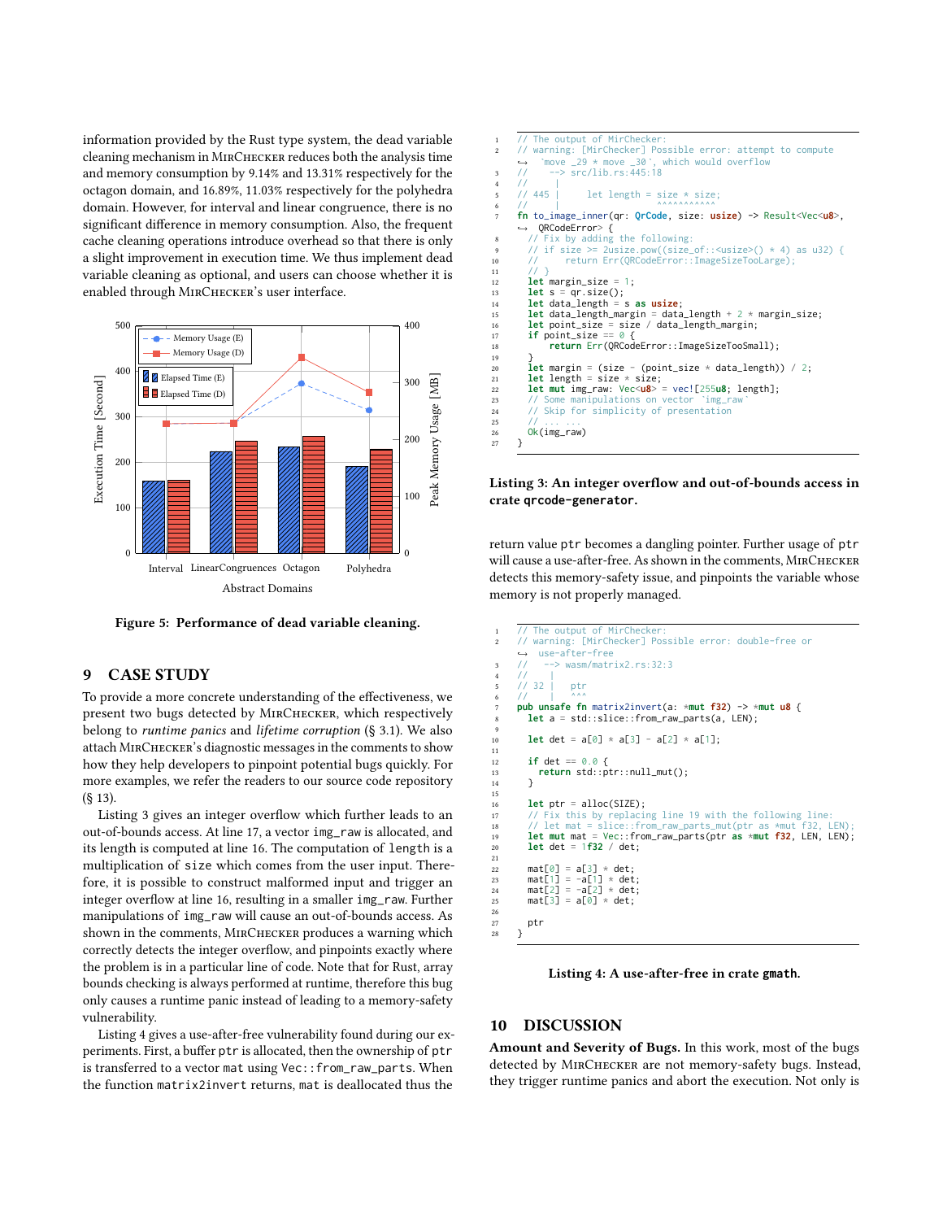information provided by the Rust type system, the dead variable cleaning mechanism in MirChecker reduces both the analysis time and memory consumption by 9.14% and 13.31% respectively for the octagon domain, and 16.89%, 11.03% respectively for the polyhedra domain. However, for interval and linear congruence, there is no significant difference in memory consumption. Also, the frequent cache cleaning operations introduce overhead so that there is only a slight improvement in execution time. We thus implement dead variable cleaning as optional, and users can choose whether it is enabled through MirChecker's user interface.

**Figure 5: Performance of dead variable cleaning.**

## 9 CASE STUDY

To provide a more concrete understanding of the effectiveness, we present two bugs detected by MirChecker, which respectively belong to *runtime panics* and *lifetime corruption* (§ 3.1). We also attach MirChecker's diagnostic messages in the comments to show how they help developers to pinpoint potential bugs quickly. For more examples, we refer the readers to our source code repository (§ 13).

Listing 3 gives an integer overflow which further leads to an out-of-bounds access. At line 17, a vector `img_raw` is allocated, and its length is computed at line 16. The computation of `length` is a multiplication of `size` which comes from the user input. Therefore, it is possible to construct malformed input and trigger an integer overflow at line 16, resulting in a smaller `img_raw`. Further manipulations of `img_raw` will cause an out-of-bounds access. As shown in the comments, MirChecker produces a warning which correctly detects the integer overflow, and pinpoints exactly where the problem is in a particular line of code. Note that for Rust, array bounds checking is always performed at runtime, therefore this bug only causes a runtime panic instead of leading to a memory-safety vulnerability.

Listing 4 gives a use-after-free vulnerability found during our experiments. First, a buffer `ptr` is allocated, then the ownership of `ptr` is transferred to a vector `mat` using `Vec::from_raw_parts`. When the function `matrix2invert` returns, `mat` is deallocated thus the

```rust
// The output of MirChecker:
// warning: [MirChecker] Possible error: attempt to compute
//   `move _29 * move _30`, which would overflow
//    --> src/lib.rs:445:18
//     |
// 445 |     let length = size * size;
//     |                  ^^^^^^^^^^^
fn to_image_inner(qr: QrCode, size: usize) -> Result<Vec<u8>,
    QRCodeError> {
  // Fix by adding the following:
  // if size >= 2usize.pow((size_of::<usize>() * 4) as u32) {
  //     return Err(QRCodeError::ImageSizeTooLarge);
  // }
  let margin_size = 1;
  let s = qr.size();
  let data_length = s as usize;
  let data_length_margin = data_length + 2 * margin_size;
  let point_size = size / data_length_margin;
  if point_size == 0 {
      return Err(QRCodeError::ImageSizeTooSmall);
  }
  let margin = (size - (point_size * data_length)) / 2;
  let length = size * size;
  let mut img_raw: Vec<u8> = vec![255u8; length];
  // Some manipulations on vector `img_raw`
  // Skip for simplicity of presentation
  // ... ...
  Ok(img_raw)
}
```

**Listing 3: An integer overflow and out-of-bounds access in crate `qrcode-generator`.**

return value `ptr` becomes a dangling pointer. Further usage of `ptr` will cause a use-after-free. As shown in the comments, MirChecker detects this memory-safety issue, and pinpoints the variable whose memory is not properly managed.

```rust
// The output of MirChecker:
// warning: [MirChecker] Possible error: double-free or
//   use-after-free
//   --> wasm/matrix2.rs:32:3
//    |
// 32 |   ptr
//    |   ^^^
pub unsafe fn matrix2invert(a: *mut f32) -> *mut u8 {
  let a = std::slice::from_raw_parts(a, LEN);

  let det = a[0] * a[3] - a[2] * a[1];

  if det == 0.0 {
    return std::ptr::null_mut();
  }

  let ptr = alloc(SIZE);
  // Fix this by replacing line 19 with the following line:
  // let mat = slice::from_raw_parts_mut(ptr as *mut f32, LEN);
  let mut mat = Vec::from_raw_parts(ptr as *mut f32, LEN, LEN);
  let det = 1f32 / det;

  mat[0] = a[3] * det;
  mat[1] = -a[1] * det;
  mat[2] = -a[2] * det;
  mat[3] = a[0] * det;

  ptr
}
```

**Listing 4: A use-after-free in crate `gmath`.**

## 10 DISCUSSION

**Amount and Severity of Bugs.** In this work, most of the bugs detected by MirChecker are not memory-safety bugs. Instead, they trigger runtime panics and abort the execution. Not only is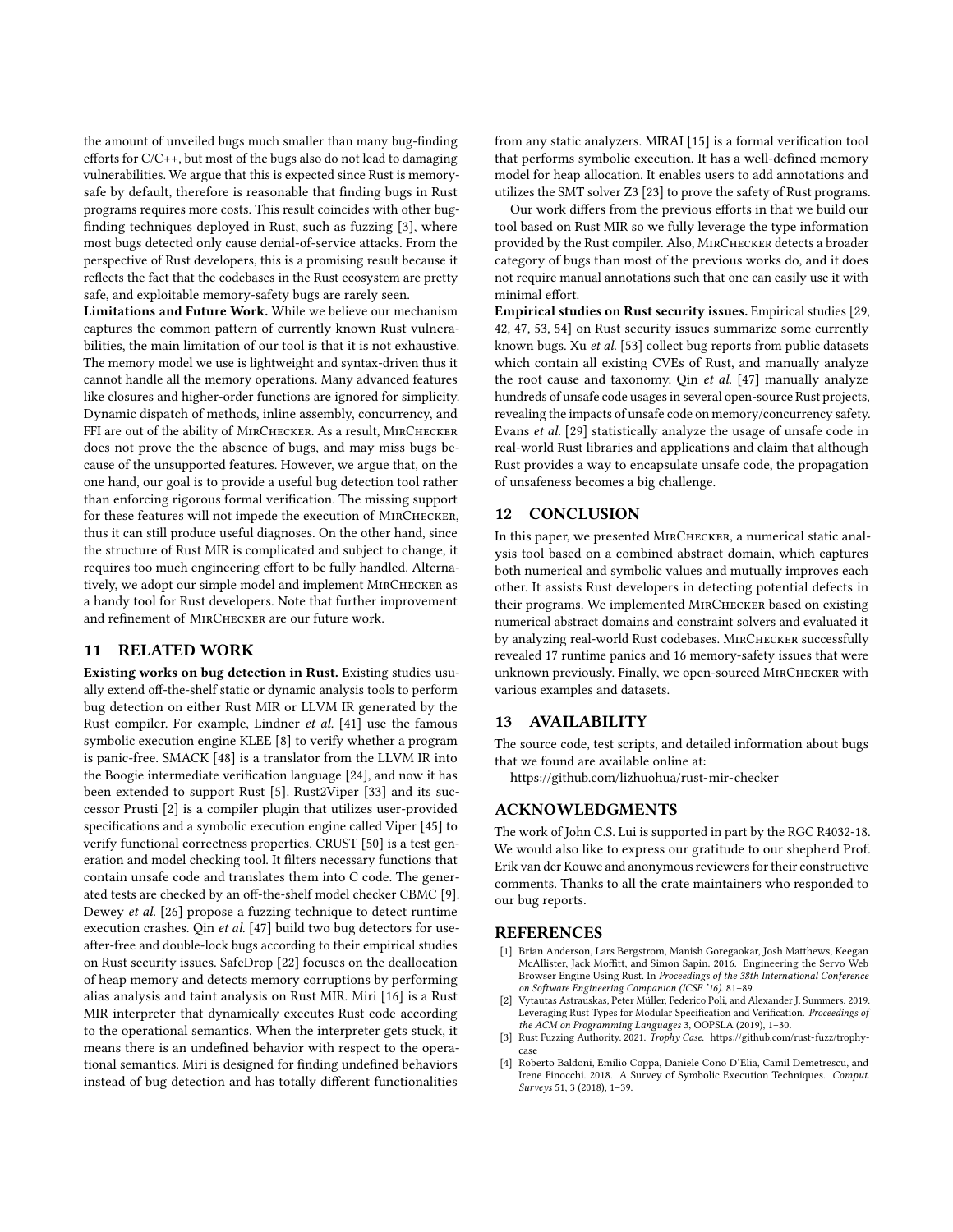the amount of unveiled bugs much smaller than many bug-finding efforts for C/C++, but most of the bugs also do not lead to damaging vulnerabilities. We argue that this is expected since Rust is memory-safe by default, therefore is reasonable that finding bugs in Rust programs requires more costs. This result coincides with other bug-finding techniques deployed in Rust, such as fuzzing [3], where most bugs detected only cause denial-of-service attacks. From the perspective of Rust developers, this is a promising result because it reflects the fact that the codebases in the Rust ecosystem are pretty safe, and exploitable memory-safety bugs are rarely seen.

**Limitations and Future Work.** While we believe our mechanism captures the common pattern of currently known Rust vulnerabilities, the main limitation of our tool is that it is not exhaustive. The memory model we use is lightweight and syntax-driven thus it cannot handle all the memory operations. Many advanced features like closures and higher-order functions are ignored for simplicity. Dynamic dispatch of methods, inline assembly, concurrency, and FFI are out of the ability of MirChecker. As a result, MirChecker does not prove the the absence of bugs, and may miss bugs because of the unsupported features. However, we argue that, on the one hand, our goal is to provide a useful bug detection tool rather than enforcing rigorous formal verification. The missing support for these features will not impede the execution of MirChecker, thus it can still produce useful diagnoses. On the other hand, since the structure of Rust MIR is complicated and subject to change, it requires too much engineering effort to be fully handled. Alternatively, we adopt our simple model and implement MirChecker as a handy tool for Rust developers. Note that further improvement and refinement of MirChecker are our future work.

## 11 RELATED WORK

**Existing works on bug detection in Rust.** Existing studies usually extend off-the-shelf static or dynamic analysis tools to perform bug detection on either Rust MIR or LLVM IR generated by the Rust compiler. For example, Lindner *et al.* [41] use the famous symbolic execution engine KLEE [8] to verify whether a program is panic-free. SMACK [48] is a translator from the LLVM IR into the Boogie intermediate verification language [24], and now it has been extended to support Rust [5]. Rust2Viper [33] and its successor Prusti [2] is a compiler plugin that utilizes user-provided specifications and a symbolic execution engine called Viper [45] to verify functional correctness properties. CRUST [50] is a test generation and model checking tool. It filters necessary functions that contain unsafe code and translates them into C code. The generated tests are checked by an off-the-shelf model checker CBMC [9]. Dewey *et al.* [26] propose a fuzzing technique to detect runtime execution crashes. Qin *et al.* [47] build two bug detectors for use-after-free and double-lock bugs according to their empirical studies on Rust security issues. SafeDrop [22] focuses on the deallocation of heap memory and detects memory corruptions by performing alias analysis and taint analysis on Rust MIR. Miri [16] is a Rust MIR interpreter that dynamically executes Rust code according to the operational semantics. When the interpreter gets stuck, it means there is an undefined behavior with respect to the operational semantics. Miri is designed for finding undefined behaviors instead of bug detection and has totally different functionalities from any static analyzers. MIRAI [15] is a formal verification tool that performs symbolic execution. It has a well-defined memory model for heap allocation. It enables users to add annotations and utilizes the SMT solver Z3 [23] to prove the safety of Rust programs.

Our work differs from the previous efforts in that we build our tool based on Rust MIR so we fully leverage the type information provided by the Rust compiler. Also, MirChecker detects a broader category of bugs than most of the previous works do, and it does not require manual annotations such that one can easily use it with minimal effort.

**Empirical studies on Rust security issues.** Empirical studies [29, 42, 47, 53, 54] on Rust security issues summarize some currently known bugs. Xu *et al.* [53] collect bug reports from public datasets which contain all existing CVEs of Rust, and manually analyze the root cause and taxonomy. Qin *et al.* [47] manually analyze hundreds of unsafe code usages in several open-source Rust projects, revealing the impacts of unsafe code on memory/concurrency safety. Evans *et al.* [29] statistically analyze the usage of unsafe code in real-world Rust libraries and applications and claim that although Rust provides a way to encapsulate unsafe code, the propagation of unsafeness becomes a big challenge.

## 12 CONCLUSION

In this paper, we presented MirChecker, a numerical static analysis tool based on a combined abstract domain, which captures both numerical and symbolic values and mutually improves each other. It assists Rust developers in detecting potential defects in their programs. We implemented MirChecker based on existing numerical abstract domains and constraint solvers and evaluated it by analyzing real-world Rust codebases. MirChecker successfully revealed 17 runtime panics and 16 memory-safety issues that were unknown previously. Finally, we open-sourced MirChecker with various examples and datasets.

## 13 AVAILABILITY

The source code, test scripts, and detailed information about bugs that we found are available online at:

https://github.com/lizhuohua/rust-mir-checker

## ACKNOWLEDGMENTS

The work of John C.S. Lui is supported in part by the RGC R4032-18. We would also like to express our gratitude to our shepherd Prof. Erik van der Kouwe and anonymous reviewers for their constructive comments. Thanks to all the crate maintainers who responded to our bug reports.

## REFERENCES

- [1] Brian Anderson, Lars Bergstrom, Manish Goregaokar, Josh Matthews, Keegan McAllister, Jack Moffitt, and Simon Sapin. 2016. Engineering the Servo Web Browser Engine Using Rust. In *Proceedings of the 38th International Conference on Software Engineering Companion (ICSE '16)*. 81–89.
- [2] Vytautas Astrauskas, Peter Müller, Federico Poli, and Alexander J. Summers. 2019. Leveraging Rust Types for Modular Specification and Verification. *Proceedings of the ACM on Programming Languages* 3, OOPSLA (2019), 1–30.
- [3] Rust Fuzzing Authority. 2021. *Trophy Case*. https://github.com/rust-fuzz/trophy-case
- [4] Roberto Baldoni, Emilio Coppa, Daniele Cono D'Elia, Camil Demetrescu, and Irene Finocchi. 2018. A Survey of Symbolic Execution Techniques. *Comput. Surveys* 51, 3 (2018), 1–39.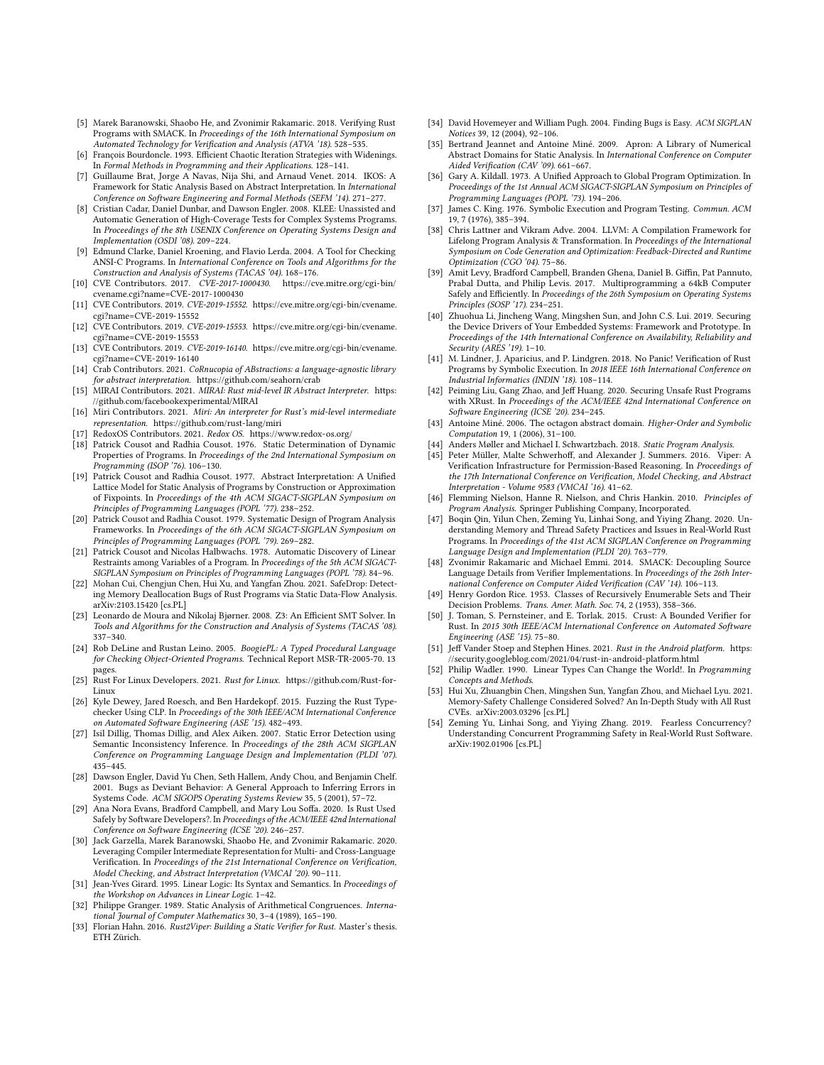- [5] Marek Baranowski, Shaobo He, and Zvonimir Rakamaric. 2018. Verifying Rust Programs with SMACK. In *Proceedings of the 16th International Symposium on Automated Technology for Verification and Analysis (ATVA '18)*. 528–535.
- [6] François Bourdoncle. 1993. Efficient Chaotic Iteration Strategies with Widenings. In *Formal Methods in Programming and their Applications*. 128–141.
- [7] Guillaume Brat, Jorge A Navas, Nija Shi, and Arnaud Venet. 2014. IKOS: A Framework for Static Analysis Based on Abstract Interpretation. In *International Conference on Software Engineering and Formal Methods (SEFM '14)*. 271–277.
- [8] Cristian Cadar, Daniel Dunbar, and Dawson Engler. 2008. KLEE: Unassisted and Automatic Generation of High-Coverage Tests for Complex Systems Programs. In *Proceedings of the 8th USENIX Conference on Operating Systems Design and Implementation (OSDI '08)*. 209–224.
- [9] Edmund Clarke, Daniel Kroening, and Flavio Lerda. 2004. A Tool for Checking ANSI-C Programs. In *International Conference on Tools and Algorithms for the Construction and Analysis of Systems (TACAS '04)*. 168–176.
- [10] CVE Contributors. 2017. *CVE-2017-1000430*. https://cve.mitre.org/cgi-bin/cvename.cgi?name=CVE-2017-1000430
- [11] CVE Contributors. 2019. *CVE-2019-15552*. https://cve.mitre.org/cgi-bin/cvename.cgi?name=CVE-2019-15552
- [12] CVE Contributors. 2019. *CVE-2019-15553*. https://cve.mitre.org/cgi-bin/cvename.cgi?name=CVE-2019-15553
- [13] CVE Contributors. 2019. *CVE-2019-16140*. https://cve.mitre.org/cgi-bin/cvename.cgi?name=CVE-2019-16140
- [14] Crab Contributors. 2021. *CoRnucopia of ABstractions: a language-agnostic library for abstract interpretation*. https://github.com/seahorn/crab
- [15] MIRAI Contributors. 2021. *MIRAI: Rust mid-level IR Abstract Interpreter*. https://github.com/facebookexperimental/MIRAI
- [16] Miri Contributors. 2021. *Miri: An interpreter for Rust's mid-level intermediate representation*. https://github.com/rust-lang/miri
- [17] RedoxOS Contributors. 2021. *Redox OS*. https://www.redox-os.org/
- [18] Patrick Cousot and Radhia Cousot. 1976. Static Determination of Dynamic Properties of Programs. In *Proceedings of the 2nd International Symposium on Programming (ISOP '76)*. 106–130.
- [19] Patrick Cousot and Radhia Cousot. 1977. Abstract Interpretation: A Unified Lattice Model for Static Analysis of Programs by Construction or Approximation of Fixpoints. In *Proceedings of the 4th ACM SIGACT-SIGPLAN Symposium on Principles of Programming Languages (POPL '77)*. 238–252.
- [20] Patrick Cousot and Radhia Cousot. 1979. Systematic Design of Program Analysis Frameworks. In *Proceedings of the 6th ACM SIGACT-SIGPLAN Symposium on Principles of Programming Languages (POPL '79)*. 269–282.
- [21] Patrick Cousot and Nicolas Halbwachs. 1978. Automatic Discovery of Linear Restraints among Variables of a Program. In *Proceedings of the 5th ACM SIGACT-SIGPLAN Symposium on Principles of Programming Languages (POPL '78)*. 84–96.
- [22] Mohan Cui, Chengjun Chen, Hui Xu, and Yangfan Zhou. 2021. SafeDrop: Detecting Memory Deallocation Bugs of Rust Programs via Static Data-Flow Analysis. arXiv:2103.15420 [cs.PL]
- [23] Leonardo de Moura and Nikolaj Bjørner. 2008. Z3: An Efficient SMT Solver. In *Tools and Algorithms for the Construction and Analysis of Systems (TACAS '08)*. 337–340.
- [24] Rob DeLine and Rustan Leino. 2005. *BoogiePL: A Typed Procedural Language for Checking Object-Oriented Programs*. Technical Report MSR-TR-2005-70. 13 pages.
- [25] Rust For Linux Developers. 2021. *Rust for Linux*. https://github.com/Rust-for-Linux
- [26] Kyle Dewey, Jared Roesch, and Ben Hardekopf. 2015. Fuzzing the Rust Typechecker Using CLP. In *Proceedings of the 30th IEEE/ACM International Conference on Automated Software Engineering (ASE '15)*. 482–493.
- [27] Isil Dillig, Thomas Dillig, and Alex Aiken. 2007. Static Error Detection using Semantic Inconsistency Inference. In *Proceedings of the 28th ACM SIGPLAN Conference on Programming Language Design and Implementation (PLDI '07)*. 435–445.
- [28] Dawson Engler, David Yu Chen, Seth Hallem, Andy Chou, and Benjamin Chelf. 2001. Bugs as Deviant Behavior: A General Approach to Inferring Errors in Systems Code. *ACM SIGOPS Operating Systems Review* 35, 5 (2001), 57–72.
- [29] Ana Nora Evans, Bradford Campbell, and Mary Lou Soffa. 2020. Is Rust Used Safely by Software Developers?. In *Proceedings of the ACM/IEEE 42nd International Conference on Software Engineering (ICSE '20)*. 246–257.
- [30] Jack Garzella, Marek Baranowski, Shaobo He, and Zvonimir Rakamaric. 2020. Leveraging Compiler Intermediate Representation for Multi- and Cross-Language Verification. In *Proceedings of the 21st International Conference on Verification, Model Checking, and Abstract Interpretation (VMCAI '20)*. 90–111.
- [31] Jean-Yves Girard. 1995. Linear Logic: Its Syntax and Semantics. In *Proceedings of the Workshop on Advances in Linear Logic*. 1–42.
- [32] Philippe Granger. 1989. Static Analysis of Arithmetical Congruences. *International Journal of Computer Mathematics* 30, 3–4 (1989), 165–190.
- [33] Florian Hahn. 2016. *Rust2Viper: Building a Static Verifier for Rust*. Master's thesis. ETH Zürich.
- [34] David Hovemeyer and William Pugh. 2004. Finding Bugs is Easy. *ACM SIGPLAN Notices* 39, 12 (2004), 92–106.
- [35] Bertrand Jeannet and Antoine Miné. 2009. Apron: A Library of Numerical Abstract Domains for Static Analysis. In *International Conference on Computer Aided Verification (CAV '09)*. 661–667.
- [36] Gary A. Kildall. 1973. A Unified Approach to Global Program Optimization. In *Proceedings of the 1st Annual ACM SIGACT-SIGPLAN Symposium on Principles of Programming Languages (POPL '73)*. 194–206.
- [37] James C. King. 1976. Symbolic Execution and Program Testing. *Commun. ACM* 19, 7 (1976), 385–394.
- [38] Chris Lattner and Vikram Adve. 2004. LLVM: A Compilation Framework for Lifelong Program Analysis & Transformation. In *Proceedings of the International Symposium on Code Generation and Optimization: Feedback-Directed and Runtime Optimization (CGO '04)*. 75–86.
- [39] Amit Levy, Bradford Campbell, Branden Ghena, Daniel B. Giffin, Pat Pannuto, Prabal Dutta, and Philip Levis. 2017. Multiprogramming a 64kB Computer Safely and Efficiently. In *Proceedings of the 26th Symposium on Operating Systems Principles (SOSP '17)*. 234–251.
- [40] Zhuohua Li, Jincheng Wang, Mingshen Sun, and John C.S. Lui. 2019. Securing the Device Drivers of Your Embedded Systems: Framework and Prototype. In *Proceedings of the 14th International Conference on Availability, Reliability and Security (ARES '19)*. 1–10.
- [41] M. Lindner, J. Aparicius, and P. Lindgren. 2018. No Panic! Verification of Rust Programs by Symbolic Execution. In *2018 IEEE 16th International Conference on Industrial Informatics (INDIN '18)*. 108–114.
- [42] Peiming Liu, Gang Zhao, and Jeff Huang. 2020. Securing Unsafe Rust Programs with XRust. In *Proceedings of the ACM/IEEE 42nd International Conference on Software Engineering (ICSE '20)*. 234–245.
- [43] Antoine Miné. 2006. The octagon abstract domain. *Higher-Order and Symbolic Computation* 19, 1 (2006), 31–100.
- [44] Anders Møller and Michael I. Schwartzbach. 2018. *Static Program Analysis*.
- [45] Peter Müller, Malte Schwerhoff, and Alexander J. Summers. 2016. Viper: A Verification Infrastructure for Permission-Based Reasoning. In *Proceedings of the 17th International Conference on Verification, Model Checking, and Abstract Interpretation - Volume 9583 (VMCAI '16)*. 41–62.
- [46] Flemming Nielson, Hanne R. Nielson, and Chris Hankin. 2010. *Principles of Program Analysis*. Springer Publishing Company, Incorporated.
- [47] Boqin Qin, Yilun Chen, Zeming Yu, Linhai Song, and Yiying Zhang. 2020. Understanding Memory and Thread Safety Practices and Issues in Real-World Rust Programs. In *Proceedings of the 41st ACM SIGPLAN Conference on Programming Language Design and Implementation (PLDI '20)*. 763–779.
- [48] Zvonimir Rakamaric and Michael Emmi. 2014. SMACK: Decoupling Source Language Details from Verifier Implementations. In *Proceedings of the 26th International Conference on Computer Aided Verification (CAV '14)*. 106–113.
- [49] Henry Gordon Rice. 1953. Classes of Recursively Enumerable Sets and Their Decision Problems. *Trans. Amer. Math. Soc.* 74, 2 (1953), 358–366.
- [50] J. Toman, S. Pernsteiner, and E. Torlak. 2015. Crust: A Bounded Verifier for Rust. In *2015 30th IEEE/ACM International Conference on Automated Software Engineering (ASE '15)*. 75–80.
- [51] Jeff Vander Stoep and Stephen Hines. 2021. *Rust in the Android platform*. https://security.googleblog.com/2021/04/rust-in-android-platform.html
- [52] Philip Wadler. 1990. Linear Types Can Change the World!. In *Programming Concepts and Methods*.
- [53] Hui Xu, Zhuangbin Chen, Mingshen Sun, Yangfan Zhou, and Michael Lyu. 2021. Memory-Safety Challenge Considered Solved? An In-Depth Study with All Rust CVEs. arXiv:2003.03296 [cs.PL]
- [54] Zeming Yu, Linhai Song, and Yiying Zhang. 2019. Fearless Concurrency? Understanding Concurrent Programming Safety in Real-World Rust Software. arXiv:1902.01906 [cs.PL]